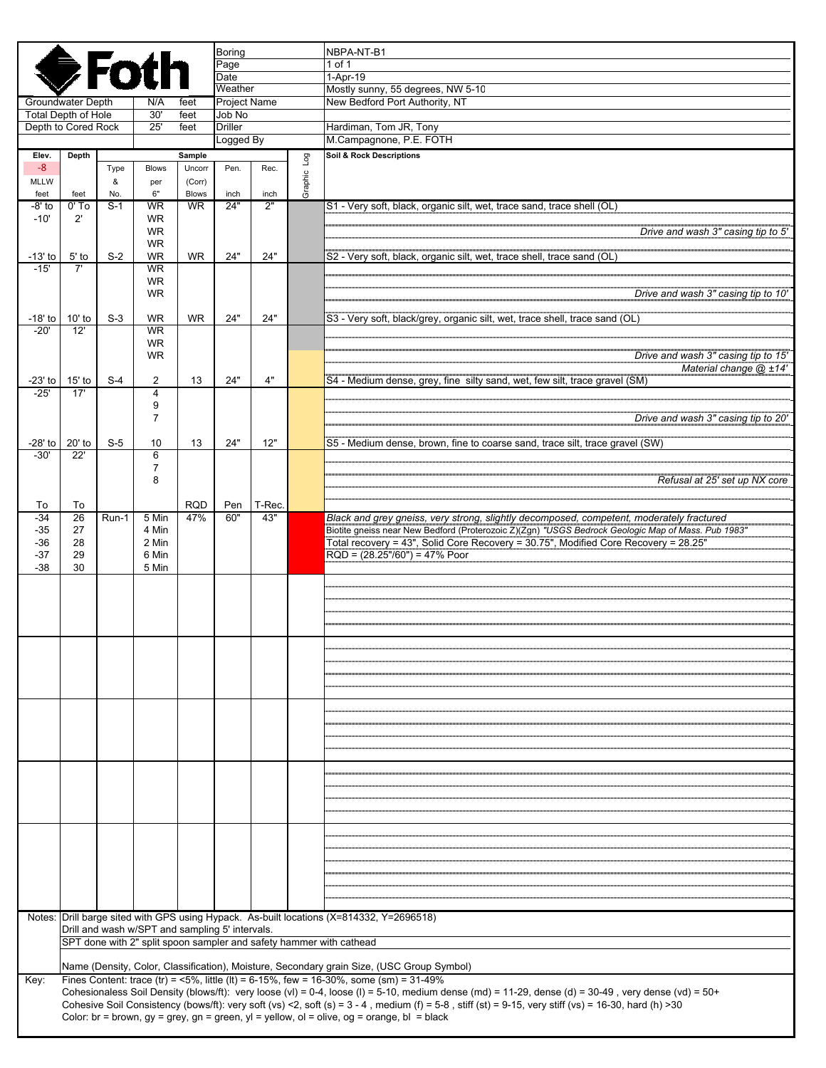**Foth**

| | | | |
|---|---|---|---|
| Groundwater Depth | N/A | feet | |
| Total Depth of Hole | 30' | feet | |
| Depth to Cored Rock | 25' | feet | |
| Boring | | | NBPA-NT-B1 |
| Page | | | 1 of 1 |
| Date | | | 1-Apr-19 |
| Weather | | | Mostly sunny, 55 degrees, NW 5-10 |
| Project Name | | | New Bedford Port Authority, NT |
| Job No | | | |
| Driller | | | Hardiman, Tom JR, Tony |
| Logged By | | | M.Campagnone, P.E. FOTH |

| Elev. -8 MLLW feet | Depth feet | Sample Type & No. | Blows per 6" | Uncorr (Corr) Blows | Pen. inch | Rec. inch | Graphic Log | Soil & Rock Descriptions |
|---|---|---|---|---|---|---|---|---|
| -8' to -10' | 0' To 2' | S-1 | WR WR WR WR | WR | 24" | 2" | | S1 - Very soft, black, organic silt, wet, trace sand, trace shell (OL) *Drive and wash 3" casing tip to 5'* |
| -13' to -15' | 5' to 7' | S-2 | WR WR WR WR | WR | 24" | 24" | | S2 - Very soft, black, organic silt, wet, trace shell, trace sand (OL) *Drive and wash 3" casing tip to 10'* |
| -18' to -20' | 10' to 12' | S-3 | WR WR WR WR | WR | 24" | 24" | | S3 - Very soft, black/grey, organic silt, wet, trace shell, trace sand (OL) *Drive and wash 3" casing tip to 15'* *Material change @ ±14'* |
| -23' to -25' | 15' to 17' | S-4 | 2 4 9 7 | 13 | 24" | 4" | | S4 - Medium dense, grey, fine silty sand, wet, few silt, trace gravel (SM) *Drive and wash 3" casing tip to 20'* |
| -28' to -30' | 20' to 22' | S-5 | 10 6 7 8 | 13 | 24" | 12" | | S5 - Medium dense, brown, fine to coarse sand, trace silt, trace gravel (SW) *Refusal at 25' set up NX core* |
| To | To | | | RQD | Pen | T-Rec. | | |
| -34 | 26 | Run-1 | 5 Min | 47% | 60" | 43" | | *Black and grey gneiss, very strong, slightly decomposed, competent, moderately fractured* |
| -35 | 27 | | 4 Min | | | | | *Biotite gneiss near New Bedford (Proterozoic Z)(Zgn) "USGS Bedrock Geologic Map of Mass. Pub 1983"* |
| -36 | 28 | | 2 Min | | | | | Total recovery = 43", Solid Core Recovery = 30.75", Modified Core Recovery = 28.25" |
| -37 | 29 | | 6 Min | | | | | RQD = (28.25"/60") = 47% Poor |
| -38 | 30 | | 5 Min | | | | | |

Notes: Drill barge sited with GPS using Hypack. As-built locations (X=814332, Y=2696518)
Drill and wash w/SPT and sampling 5' intervals.
SPT done with 2" split spoon sampler and safety hammer with cathead

Name (Density, Color, Classification), Moisture, Secondary grain Size, (USC Group Symbol)

Key: Fines Content: trace (tr) = <5%, little (lt) = 6-15%, few = 16-30%, some (sm) = 31-49%
Cohesionaless Soil Density (blows/ft): very loose (vl) = 0-4, loose (l) = 5-10, medium dense (md) = 11-29, dense (d) = 30-49 , very dense (vd) = 50+
Cohesive Soil Consistency (bows/ft): very soft (vs) <2, soft (s) = 3 - 4 , medium (f) = 5-8 , stiff (st) = 9-15, very stiff (vs) = 16-30, hard (h) >30
Color: br = brown, gy = grey, gn = green, yl = yellow, ol = olive, og = orange, bl = black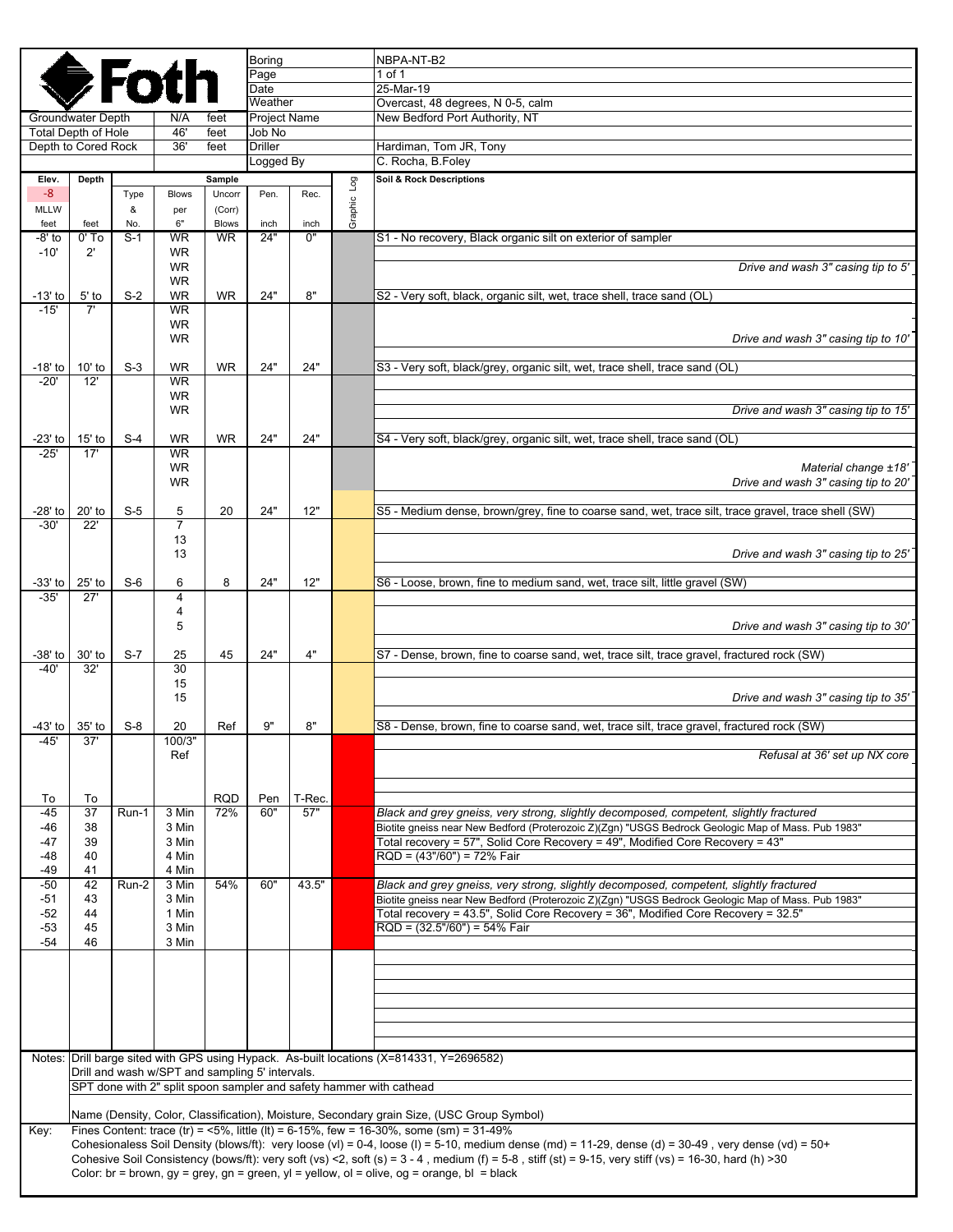**Foth**

| | | | |
|---|---|---|---|
| | | Boring | NBPA-NT-B2 |
| | | Page | 1 of 1 |
| | | Date | 25-Mar-19 |
| | | Weather | Overcast, 48 degrees, N 0-5, calm |
| Groundwater Depth | N/A feet | Project Name | New Bedford Port Authority, NT |
| Total Depth of Hole | 46' feet | Job No | |
| Depth to Cored Rock | 36' feet | Driller | Hardiman, Tom JR, Tony |
| | | Logged By | C. Rocha, B.Foley |

| Elev. -8 MLLW feet | Depth feet | Sample Type & No. | Blows per 6" | Uncorr (Corr) Blows | Pen. inch | Rec. inch | Graphic Log | Soil & Rock Descriptions |
|---|---|---|---|---|---|---|---|---|
| -8' to -10' | 0' To 2' | S-1 | WR, WR, WR, WR | WR | 24" | 0" | | S1 - No recovery, Black organic silt on exterior of sampler |
| | | | | | | | | *Drive and wash 3" casing tip to 5'* |
| -13' to -15' | 5' to 7' | S-2 | WR, WR, WR, WR | WR | 24" | 8" | | S2 - Very soft, black, organic silt, wet, trace shell, trace sand (OL) |
| | | | | | | | | *Drive and wash 3" casing tip to 10'* |
| -18' to -20' | 10' to 12' | S-3 | WR, WR, WR, WR | WR | 24" | 24" | | S3 - Very soft, black/grey, organic silt, wet, trace shell, trace sand (OL) |
| | | | | | | | | *Drive and wash 3" casing tip to 15'* |
| -23' to -25' | 15' to 17' | S-4 | WR, WR, WR, WR | WR | 24" | 24" | | S4 - Very soft, black/grey, organic silt, wet, trace shell, trace sand (OL) |
| | | | | | | | | *Material change ±18'* |
| | | | | | | | | *Drive and wash 3" casing tip to 20'* |
| -28' to -30' | 20' to 22' | S-5 | 5, 7, 13, 13 | 20 | 24" | 12" | | S5 - Medium dense, brown/grey, fine to coarse sand, wet, trace silt, trace gravel, trace shell (SW) |
| | | | | | | | | *Drive and wash 3" casing tip to 25'* |
| -33' to -35' | 25' to 27' | S-6 | 6, 4, 4, 5 | 8 | 24" | 12" | | S6 - Loose, brown, fine to medium sand, wet, trace silt, little gravel (SW) |
| | | | | | | | | *Drive and wash 3" casing tip to 30'* |
| -38' to -40' | 30' to 32' | S-7 | 25, 30, 15, 15 | 45 | 24" | 4" | | S7 - Dense, brown, fine to coarse sand, wet, trace silt, trace gravel, fractured rock (SW) |
| | | | | | | | | *Drive and wash 3" casing tip to 35'* |
| -43' to -45' | 35' to 37' | S-8 | 20, 100/3" Ref | Ref | 9" | 8" | | S8 - Dense, brown, fine to coarse sand, wet, trace silt, trace gravel, fractured rock (SW) |
| | | | | | | | | *Refusal at 36' set up NX core* |
| To | To | | | RQD | Pen | T-Rec. | | |
| -45 | 37 | Run-1 | 3 Min | 72% | 60" | 57" | | *Black and grey gneiss, very strong, slightly decomposed, competent, slightly fractured* |
| -46 | 38 | | 3 Min | | | | | Biotite gneiss near New Bedford (Proterozoic Z)(Zgn) "USGS Bedrock Geologic Map of Mass. Pub 1983" |
| -47 | 39 | | 3 Min | | | | | Total recovery = 57", Solid Core Recovery = 49", Modified Core Recovery = 43" |
| -48 | 40 | | 4 Min | | | | | RQD = (43"/60") = 72% Fair |
| -49 | 41 | | 4 Min | | | | | |
| -50 | 42 | Run-2 | 3 Min | 54% | 60" | 43.5" | | *Black and grey gneiss, very strong, slightly decomposed, competent, slightly fractured* |
| -51 | 43 | | 3 Min | | | | | Biotite gneiss near New Bedford (Proterozoic Z)(Zgn) "USGS Bedrock Geologic Map of Mass. Pub 1983" |
| -52 | 44 | | 1 Min | | | | | Total recovery = 43.5", Solid Core Recovery = 36", Modified Core Recovery = 32.5" |
| -53 | 45 | | 3 Min | | | | | RQD = (32.5"/60") = 54% Fair |
| -54 | 46 | | 3 Min | | | | | |

Notes: Drill barge sited with GPS using Hypack. As-built locations (X=814331, Y=2696582)
Drill and wash w/SPT and sampling 5' intervals.
SPT done with 2" split spoon sampler and safety hammer with cathead

Name (Density, Color, Classification), Moisture, Secondary grain Size, (USC Group Symbol)

Key: Fines Content: trace (tr) = <5%, little (lt) = 6-15%, few = 16-30%, some (sm) = 31-49%
Cohesionalass Soil Density (blows/ft): very loose (vl) = 0-4, loose (l) = 5-10, medium dense (md) = 11-29, dense (d) = 30-49 , very dense (vd) = 50+
Cohesive Soil Consistency (bows/ft): very soft (vs) <2, soft (s) = 3 - 4 , medium (f) = 5-8 , stiff (st) = 9-15, very stiff (vs) = 16-30, hard (h) >30
Color: br = brown, gy = grey, gn = green, yl = yellow, ol = olive, og = orange, bl = black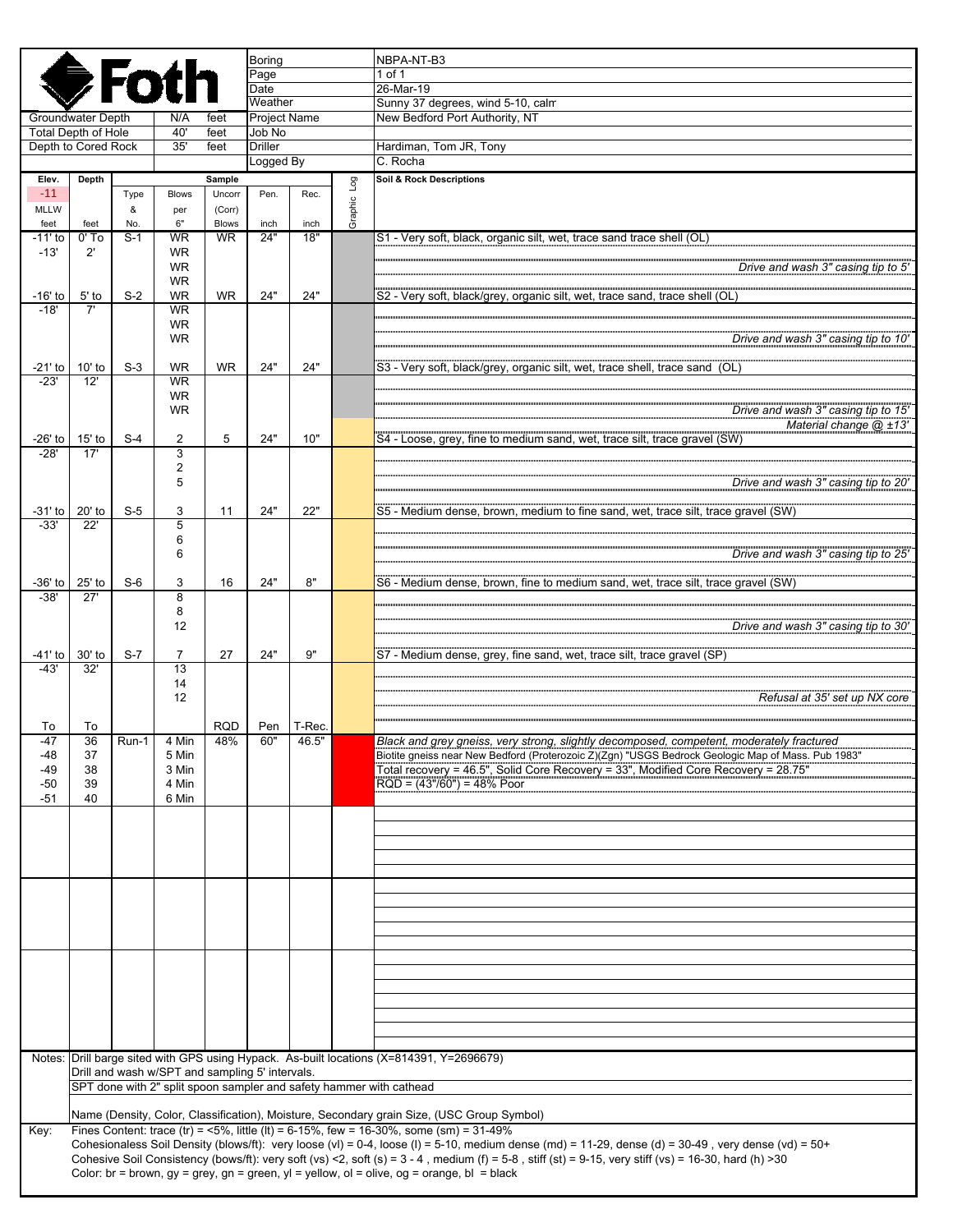**Foth**

| | | | |
|---|---|---|---|
| Groundwater Depth | N/A | feet | |
| Total Depth of Hole | 40' | feet | |
| Depth to Cored Rock | 35' | feet | |

| | |
|---|---|
| Boring | NBPA-NT-B3 |
| Page | 1 of 1 |
| Date | 26-Mar-19 |
| Weather | Sunny 37 degrees, wind 5-10, calm |
| Project Name | New Bedford Port Authority, NT |
| Job No | |
| Driller | Hardiman, Tom JR, Tony |
| Logged By | C. Rocha |

| Elev. -11 MLLW feet | Depth feet | Sample Type & No. | Blows per 6" | Uncorr (Corr) Blows | Pen. inch | Rec. inch | Graphic Log | Soil & Rock Descriptions |
|---|---|---|---|---|---|---|---|---|
| -11' to -13' | 0' To 2' | S-1 | WR WR WR WR | WR | 24" | 18" | | S1 - Very soft, black, organic silt, wet, trace sand trace shell (OL) |
| | | | | | | | | *Drive and wash 3" casing tip to 5'* |
| -16' to -18' | 5' to 7' | S-2 | WR WR WR WR | WR | 24" | 24" | | S2 - Very soft, black/grey, organic silt, wet, trace sand, trace shell (OL) |
| | | | | | | | | *Drive and wash 3" casing tip to 10'* |
| -21' to -23' | 10' to 12' | S-3 | WR WR WR WR | WR | 24" | 24" | | S3 - Very soft, black/grey, organic silt, wet, trace shell, trace sand (OL) |
| | | | | | | | | *Drive and wash 3" casing tip to 15'* |
| | | | | | | | | *Material change @ ±13'* |
| -26' to -28' | 15' to 17' | S-4 | 2 3 2 5 | 5 | 24" | 10" | | S4 - Loose, grey, fine to medium sand, wet, trace silt, trace gravel (SW) |
| | | | | | | | | *Drive and wash 3" casing tip to 20'* |
| -31' to -33' | 20' to 22' | S-5 | 3 5 6 6 | 11 | 24" | 22" | | S5 - Medium dense, brown, medium to fine sand, wet, trace silt, trace gravel (SW) |
| | | | | | | | | *Drive and wash 3" casing tip to 25'* |
| -36' to -38' | 25' to 27' | S-6 | 3 8 8 12 | 16 | 24" | 8" | | S6 - Medium dense, brown, fine to medium sand, wet, trace silt, trace gravel (SW) |
| | | | | | | | | *Drive and wash 3" casing tip to 30'* |
| -41' to -43' | 30' to 32' | S-7 | 7 13 14 12 | 27 | 24" | 9" | | S7 - Medium dense, grey, fine sand, wet, trace silt, trace gravel (SP) |
| | | | | | | | | *Refusal at 35' set up NX core* |
| To | To | | | RQD | Pen | T-Rec. | | |
| -47 | 36 | Run-1 | 4 Min | 48% | 60" | 46.5" | | *Black and grey gneiss, very strong, slightly decomposed, competent, moderately fractured* |
| -48 | 37 | | 5 Min | | | | | Biotite gneiss near New Bedford (Proterozoic Z)(Zgn) "USGS Bedrock Geologic Map of Mass. Pub 1983" |
| -49 | 38 | | 3 Min | | | | | Total recovery = 46.5", Solid Core Recovery = 33", Modified Core Recovery = 28.75" |
| -50 | 39 | | 4 Min | | | | | RQD = (43"/60") = 48% Poor |
| -51 | 40 | | 6 Min | | | | | |

Notes: Drill barge sited with GPS using Hypack. As-built locations (X=814391, Y=2696679)
Drill and wash w/SPT and sampling 5' intervals.
SPT done with 2" split spoon sampler and safety hammer with cathead

Name (Density, Color, Classification), Moisture, Secondary grain Size, (USC Group Symbol)

Key: Fines Content: trace (tr) = <5%, little (lt) = 6-15%, few = 16-30%, some (sm) = 31-49%
Cohesionaless Soil Density (blows/ft): very loose (vl) = 0-4, loose (l) = 5-10, medium dense (md) = 11-29, dense (d) = 30-49 , very dense (vd) = 50+
Cohesive Soil Consistency (bows/ft): very soft (vs) <2, soft (s) = 3 - 4 , medium (f) = 5-8 , stiff (st) = 9-15, very stiff (vs) = 16-30, hard (h) >30
Color: br = brown, gy = grey, gn = green, yl = yellow, ol = olive, og = orange, bl = black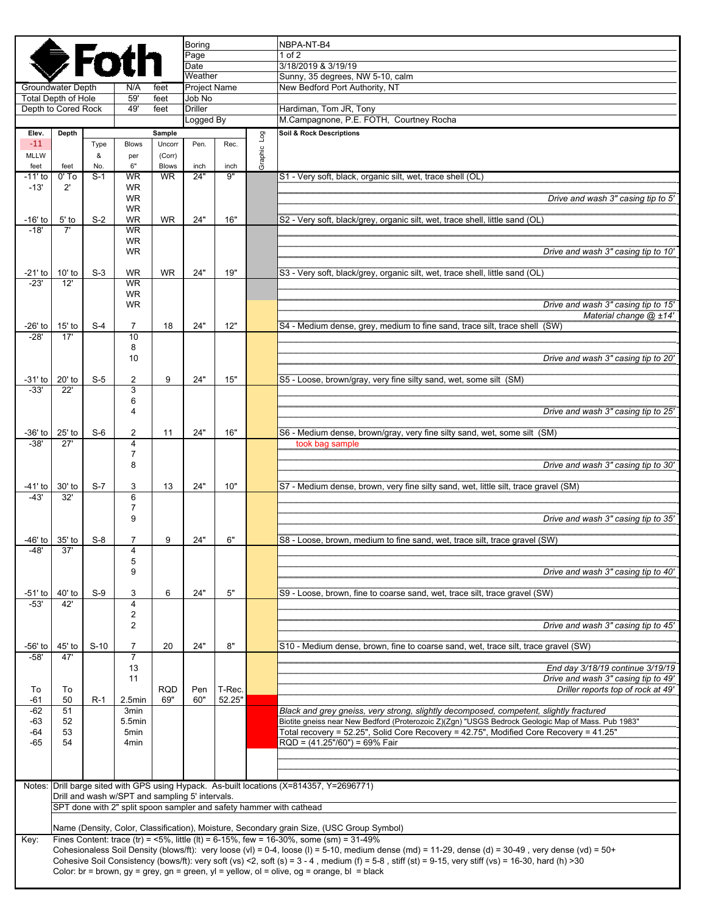**Foth**

| | | | |
|---|---|---|---|
| Groundwater Depth | N/A | feet | |
| Total Depth of Hole | 59' | feet | |
| Depth to Cored Rock | 49' | feet | |

| | |
|---|---|
| Boring | NBPA-NT-B4 |
| Page | 1 of 2 |
| Date | 3/18/2019 & 3/19/19 |
| Weather | Sunny, 35 degrees, NW 5-10, calm |
| Project Name | New Bedford Port Authority, NT |
| Job No | |
| Driller | Hardiman, Tom JR, Tony |
| Logged By | M.Campagnone, P.E. FOTH, Courtney Rocha |

| Elev. -11 MLLW feet | Depth feet | Sample Type & No. | Blows per 6" | Uncorr (Corr) Blows | Pen. inch | Rec. inch | Graphic Log | Soil & Rock Descriptions |
|---|---|---|---|---|---|---|---|---|
| -11' to | 0' To | S-1 | WR | WR | 24" | 9" | | S1 - Very soft, black, organic silt, wet, trace shell (OL) |
| -13' | 2' | | WR | | | | | |
| | | | WR | | | | | *Drive and wash 3" casing tip to 5'* |
| | | | WR | | | | | |
| -16' to | 5' to | S-2 | WR | WR | 24" | 16" | | S2 - Very soft, black/grey, organic silt, wet, trace shell, little sand (OL) |
| -18' | 7' | | WR | | | | | |
| | | | WR | | | | | |
| | | | WR | | | | | *Drive and wash 3" casing tip to 10'* |
| -21' to | 10' to | S-3 | WR | WR | 24" | 19" | | S3 - Very soft, black/grey, organic silt, wet, trace shell, little sand (OL) |
| -23' | 12' | | WR | | | | | |
| | | | WR | | | | | |
| | | | WR | | | | | *Drive and wash 3" casing tip to 15'* |
| | | | | | | | | *Material change @ ±14'* |
| -26' to | 15' to | S-4 | 7 | 18 | 24" | 12" | | S4 - Medium dense, grey, medium to fine sand, trace silt, trace shell (SW) |
| -28' | 17' | | 10 | | | | | |
| | | | 8 | | | | | |
| | | | 10 | | | | | *Drive and wash 3" casing tip to 20'* |
| -31' to | 20' to | S-5 | 2 | 9 | 24" | 15" | | S5 - Loose, brown/gray, very fine silty sand, wet, some silt (SM) |
| -33' | 22' | | 3 | | | | | |
| | | | 6 | | | | | |
| | | | 4 | | | | | *Drive and wash 3" casing tip to 25'* |
| -36' to | 25' to | S-6 | 2 | 11 | 24" | 16" | | S6 - Medium dense, brown/gray, very fine silty sand, wet, some silt (SM) |
| -38' | 27' | | 4 | | | | | took bag sample |
| | | | 7 | | | | | |
| | | | 8 | | | | | *Drive and wash 3" casing tip to 30'* |
| -41' to | 30' to | S-7 | 3 | 13 | 24" | 10" | | S7 - Medium dense, brown, very fine silty sand, wet, little silt, trace gravel (SM) |
| -43' | 32' | | 6 | | | | | |
| | | | 7 | | | | | |
| | | | 9 | | | | | *Drive and wash 3" casing tip to 35'* |
| -46' to | 35' to | S-8 | 7 | 9 | 24" | 6" | | S8 - Loose, brown, medium to fine sand, wet, trace silt, trace gravel (SW) |
| -48' | 37' | | 4 | | | | | |
| | | | 5 | | | | | |
| | | | 9 | | | | | *Drive and wash 3" casing tip to 40'* |
| -51' to | 40' to | S-9 | 3 | 6 | 24" | 5" | | S9 - Loose, brown, fine to coarse sand, wet, trace silt, trace gravel (SW) |
| -53' | 42' | | 4 | | | | | |
| | | | 2 | | | | | |
| | | | 2 | | | | | *Drive and wash 3" casing tip to 45'* |
| -56' to | 45' to | S-10 | 7 | 20 | 24" | 8" | | S10 - Medium dense, brown, fine to coarse sand, wet, trace silt, trace gravel (SW) |
| -58' | 47' | | 7 | | | | | |
| | | | 13 | | | | | *End day 3/18/19 continue 3/19/19* |
| | | | 11 | | | | | *Drive and wash 3" casing tip to 49'* |
| To | To | | | RQD | Pen | T-Rec. | | *Driller reports top of rock at 49'* |
| -61 | 50 | R-1 | 2.5min | 69" | 60" | 52.25" | | |
| -62 | 51 | | 3min | | | | | *Black and grey gneiss, very strong, slightly decomposed, competent, slightly fractured* |
| -63 | 52 | | 5.5min | | | | | Biotite gneiss near New Bedford (Proterozoic Z)(Zgn) "USGS Bedrock Geologic Map of Mass. Pub 1983" |
| -64 | 53 | | 5min | | | | | Total recovery = 52.25", Solid Core Recovery = 42.75", Modified Core Recovery = 41.25" |
| -65 | 54 | | 4min | | | | | RQD = (41.25"/60") = 69% Fair |

Notes: Drill barge sited with GPS using Hypack. As-built locations (X=814357, Y=2696771)
Drill and wash w/SPT and sampling 5' intervals.
SPT done with 2" split spoon sampler and safety hammer with cathead

Name (Density, Color, Classification), Moisture, Secondary grain Size, (USC Group Symbol)

Key: Fines Content: trace (tr) = <5%, little (lt) = 6-15%, few = 16-30%, some (sm) = 31-49%
Cohesionaless Soil Density (blows/ft): very loose (vl) = 0-4, loose (l) = 5-10, medium dense (md) = 11-29, dense (d) = 30-49 , very dense (vd) = 50+
Cohesive Soil Consistency (bows/ft): very soft (vs) <2, soft (s) = 3 - 4 , medium (f) = 5-8 , stiff (st) = 9-15, very stiff (vs) = 16-30, hard (h) >30
Color: br = brown, gy = grey, gn = green, yl = yellow, ol = olive, og = orange, bl = black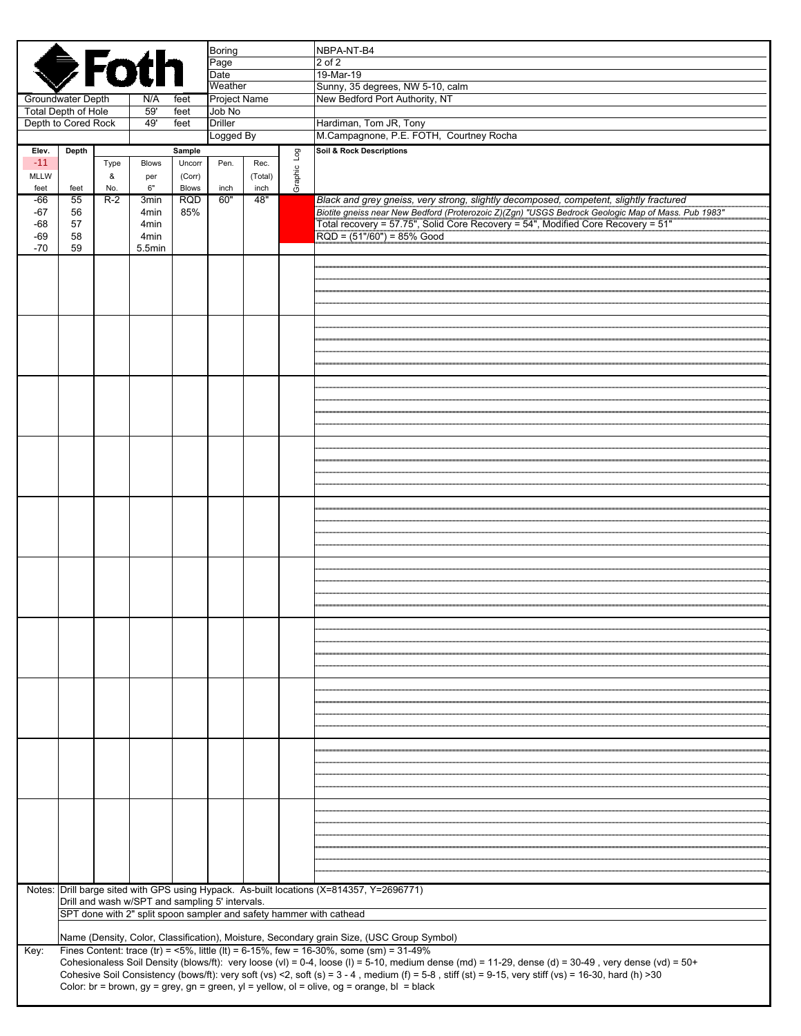**Foth**

| | | | |
|---|---|---|---|
| Groundwater Depth | N/A | feet | |
| Total Depth of Hole | 59' | feet | |
| Depth to Cored Rock | 49' | feet | |

| | |
|---|---|
| Boring | NBPA-NT-B4 |
| Page | 2 of 2 |
| Date | 19-Mar-19 |
| Weather | Sunny, 35 degrees, NW 5-10, calm |
| Project Name | New Bedford Port Authority, NT |
| Job No | |
| Driller | Hardiman, Tom JR, Tony |
| Logged By | M.Campagnone, P.E. FOTH, Courtney Rocha |

| Elev. -11 MLLW feet | Depth feet | Sample Type & No. | Blows per 6" | Uncorr (Corr) Blows | Pen. inch | Rec. (Total) inch | Graphic Log | Soil & Rock Descriptions |
|---|---|---|---|---|---|---|---|---|
| -66 | 55 | R-2 | 3min | RQD | 60" | 48" | | *Black and grey gneiss, very strong, slightly decomposed, competent, slightly fractured* |
| -67 | 56 | | 4min | 85% | | | | *Biotite gneiss near New Bedford (Proterozoic Z)(Zgn) "USGS Bedrock Geologic Map of Mass. Pub 1983"* |
| -68 | 57 | | 4min | | | | | Total recovery = 57.75", Solid Core Recovery = 54", Modified Core Recovery = 51" |
| -69 | 58 | | 4min | | | | | RQD = (51"/60") = 85% Good |
| -70 | 59 | | 5.5min | | | | | |

Notes: Drill barge sited with GPS using Hypack. As-built locations (X=814357, Y=2696771)
Drill and wash w/SPT and sampling 5' intervals.
SPT done with 2" split spoon sampler and safety hammer with cathead

Name (Density, Color, Classification), Moisture, Secondary grain Size, (USC Group Symbol)

Key: Fines Content: trace (tr) = <5%, little (lt) = 6-15%, few = 16-30%, some (sm) = 31-49%
Cohesionaless Soil Density (blows/ft): very loose (vl) = 0-4, loose (l) = 5-10, medium dense (md) = 11-29, dense (d) = 30-49 , very dense (vd) = 50+
Cohesive Soil Consistency (bows/ft): very soft (vs) <2, soft (s) = 3 - 4 , medium (f) = 5-8 , stiff (st) = 9-15, very stiff (vs) = 16-30, hard (h) >30
Color: br = brown, gy = grey, gn = green, yl = yellow, ol = olive, og = orange, bl = black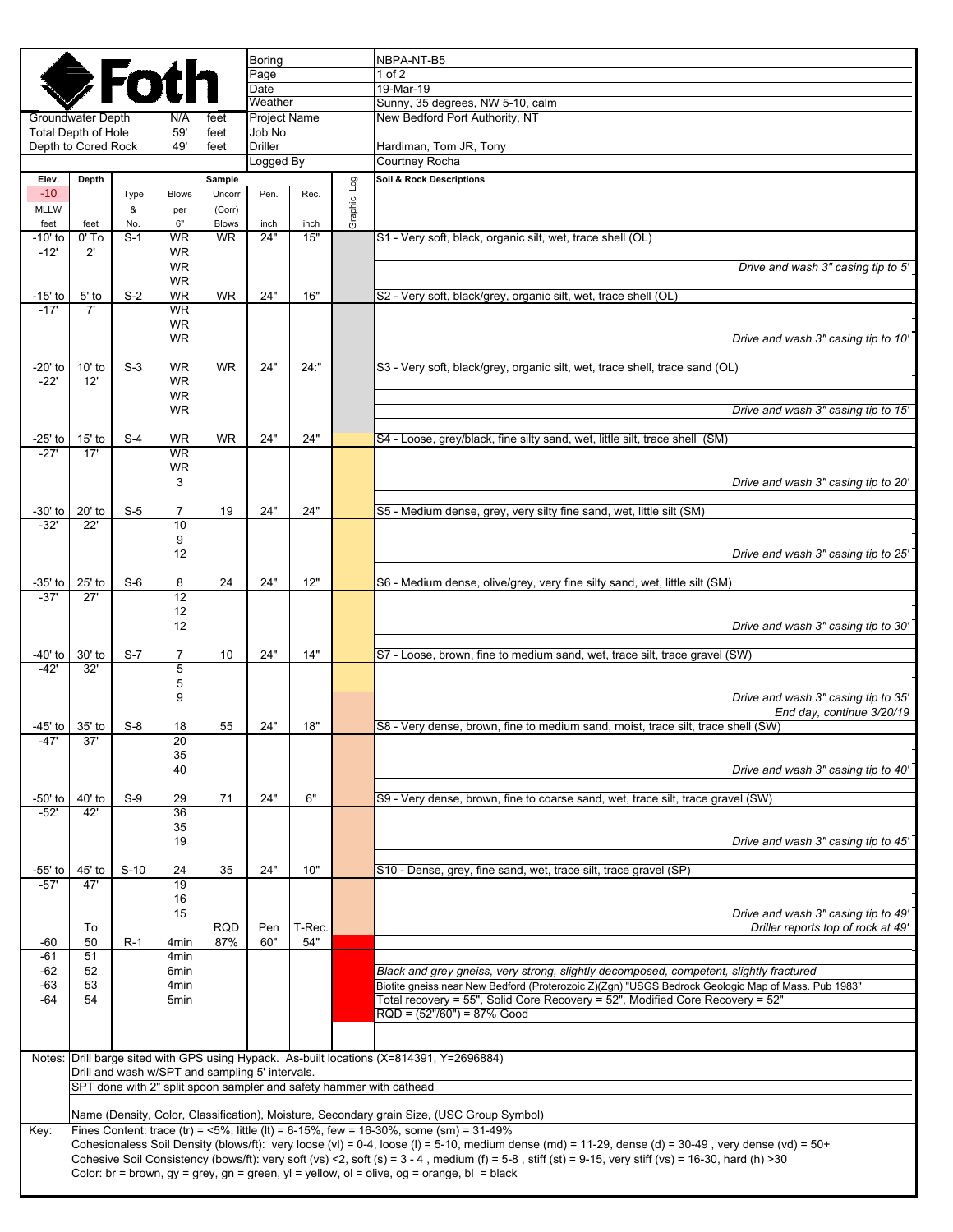**Foth**

| | | | |
|---|---|---|---|
| Groundwater Depth | N/A feet | Boring | NBPA-NT-B5 |
| Total Depth of Hole | 59' feet | Date | 19-Mar-19 |
| Depth to Cored Rock | 49' feet | Weather | Sunny, 35 degrees, NW 5-10, calm |
| | | Project Name | New Bedford Port Authority, NT |
| | | Job No | |
| | | Driller | Hardiman, Tom JR, Tony |
| | | Logged By | Courtney Rocha |

| Elev. -10 MLLW feet | Depth feet | Sample Type & No. | Blows per 6" | Uncorr (Corr) Blows | Pen. inch | Rec. inch | Graphic Log | Soil & Rock Descriptions |
|---|---|---|---|---|---|---|---|---|
| -10' to -12' | 0' To 2' | S-1 | WR WR WR WR | WR | 24" | 15" | | S1 - Very soft, black, organic silt, wet, trace shell (OL) |
| | | | | | | | | *Drive and wash 3" casing tip to 5'* |
| -15' to -17' | 5' to 7' | S-2 | WR WR WR WR | WR | 24" | 16" | | S2 - Very soft, black/grey, organic silt, wet, trace shell (OL) |
| | | | | | | | | *Drive and wash 3" casing tip to 10'* |
| -20' to -22' | 10' to 12' | S-3 | WR WR WR WR | WR | 24" | 24:" | | S3 - Very soft, black/grey, organic silt, wet, trace shell, trace sand (OL) |
| | | | | | | | | *Drive and wash 3" casing tip to 15'* |
| -25' to -27' | 15' to 17' | S-4 | WR WR WR 3 | WR | 24" | 24" | | S4 - Loose, grey/black, fine silty sand, wet, little silt, trace shell (SM) |
| | | | | | | | | *Drive and wash 3" casing tip to 20'* |
| -30' to -32' | 20' to 22' | S-5 | 7 10 9 12 | 19 | 24" | 24" | | S5 - Medium dense, grey, very silty fine sand, wet, little silt (SM) |
| | | | | | | | | *Drive and wash 3" casing tip to 25'* |
| -35' to -37' | 25' to 27' | S-6 | 8 12 12 12 | 24 | 24" | 12" | | S6 - Medium dense, olive/grey, very fine silty sand, wet, little silt (SM) |
| | | | | | | | | *Drive and wash 3" casing tip to 30'* |
| -40' to -42' | 30' to 32' | S-7 | 7 5 5 9 | 10 | 24" | 14" | | S7 - Loose, brown, fine to medium sand, wet, trace silt, trace gravel (SW) |
| | | | | | | | | *Drive and wash 3" casing tip to 35'* *End day, continue 3/20/19* |
| -45' to -47' | 35' to 37' | S-8 | 18 20 35 40 | 55 | 24" | 18" | | S8 - Very dense, brown, fine to medium sand, moist, trace silt, trace shell (SW) |
| | | | | | | | | *Drive and wash 3" casing tip to 40'* |
| -50' to -52' | 40' to 42' | S-9 | 29 36 35 19 | 71 | 24" | 6" | | S9 - Very dense, brown, fine to coarse sand, wet, trace silt, trace gravel (SW) |
| | | | | | | | | *Drive and wash 3" casing tip to 45'* |
| -55' to -57' | 45' to 47' | S-10 | 24 19 16 15 | 35 | 24" | 10" | | S10 - Dense, grey, fine sand, wet, trace silt, trace gravel (SP) |
| | | | | | | | | *Drive and wash 3" casing tip to 49'* *Driller reports top of rock at 49'* |
| | To | | | RQD | Pen | T-Rec. | | |
| -60 | 50 | R-1 | 4min | 87% | 60" | 54" | | |
| -61 | 51 | | 4min | | | | | |
| -62 | 52 | | 6min | | | | | *Black and grey gneiss, very strong, slightly decomposed, competent, slightly fractured* |
| -63 | 53 | | 4min | | | | | Biotite gneiss near New Bedford (Proterozoic Z)(Zgn) "USGS Bedrock Geologic Map of Mass. Pub 1983" |
| -64 | 54 | | 5min | | | | | Total recovery = 55", Solid Core Recovery = 52", Modified Core Recovery = 52" |
| | | | | | | | | RQD = (52"/60") = 87% Good |

Notes: Drill barge sited with GPS using Hypack. As-built locations (X=814391, Y=2696884)
Drill and wash w/SPT and sampling 5' intervals.
SPT done with 2" split spoon sampler and safety hammer with cathead

Name (Density, Color, Classification), Moisture, Secondary grain Size, (USC Group Symbol)

Key: Fines Content: trace (tr) = <5%, little (lt) = 6-15%, few = 16-30%, some (sm) = 31-49%
Cohesionaless Soil Density (blows/ft): very loose (vl) = 0-4, loose (l) = 5-10, medium dense (md) = 11-29, dense (d) = 30-49 , very dense (vd) = 50+
Cohesive Soil Consistency (bows/ft): very soft (vs) <2, soft (s) = 3 - 4 , medium (f) = 5-8 , stiff (st) = 9-15, very stiff (vs) = 16-30, hard (h) >30
Color: br = brown, gy = grey, gn = green, yl = yellow, ol = olive, og = orange, bl = black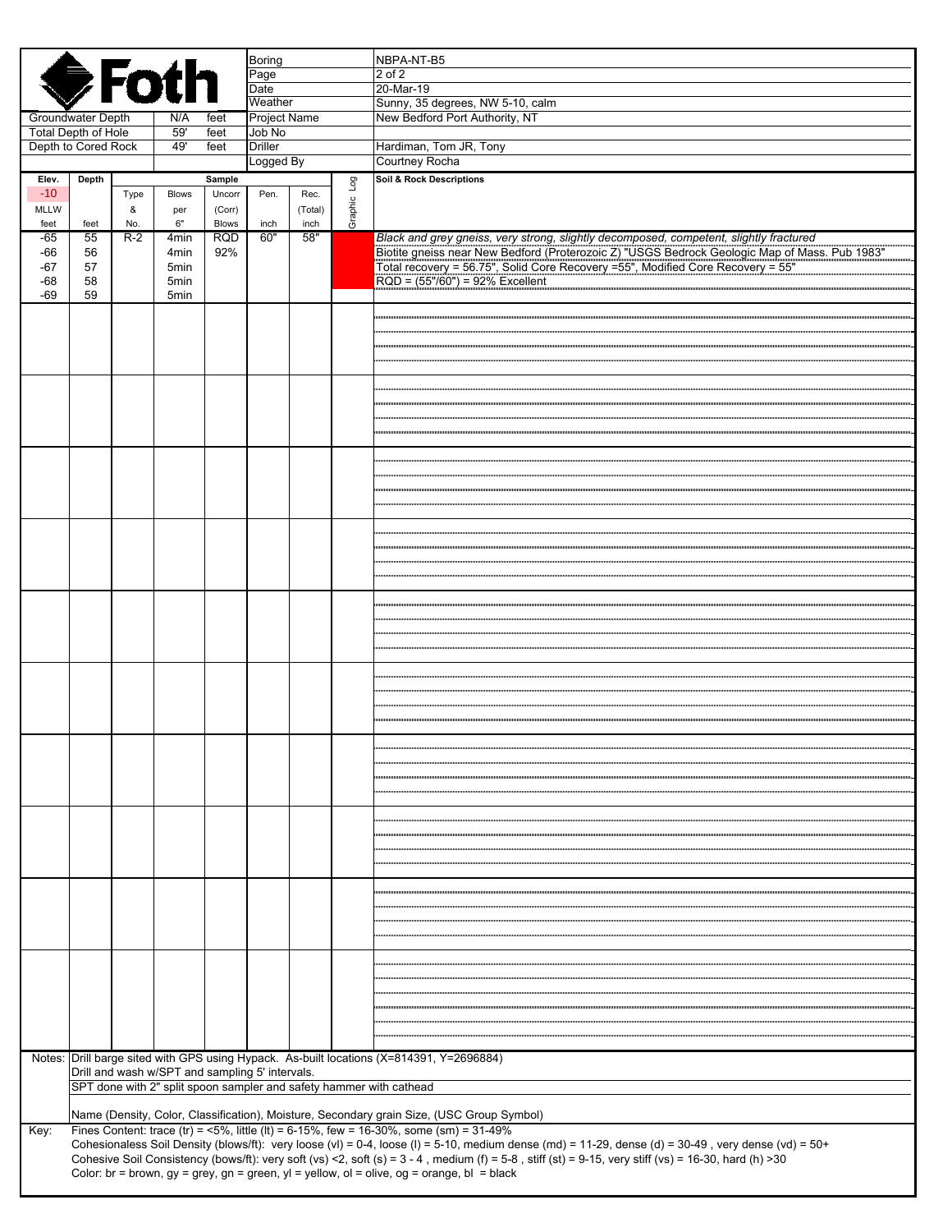**Foth**

| | | | |
|---|---|---|---|
| Groundwater Depth | N/A | feet | |
| Total Depth of Hole | 59' | feet | |
| Depth to Cored Rock | 49' | feet | |

| | |
|---|---|
| Boring | NBPA-NT-B5 |
| Date | 20-Mar-19 |
| Weather | Sunny, 35 degrees, NW 5-10, calm |
| Project Name | New Bedford Port Authority, NT |
| Job No | |
| Driller | Hardiman, Tom JR, Tony |
| Logged By | Courtney Rocha |

| Elev. -10 MLLW feet | Depth feet | Sample Type & No. | Blows per 6" | Uncorr (Corr) Blows | Pen. inch | Rec. (Total) inch | Graphic Log | Soil & Rock Descriptions |
|---|---|---|---|---|---|---|---|---|
| -65 | 55 | R-2 | 4min | RQD | 60" | 58" | | *Black and grey gneiss, very strong, slightly decomposed, competent, slightly fractured* |
| -66 | 56 | | 4min | 92% | | | | Biotite gneiss near New Bedford (Proterozoic Z) "USGS Bedrock Geologic Map of Mass. Pub 1983" |
| -67 | 57 | | 5min | | | | | Total recovery = 56.75", Solid Core Recovery =55", Modified Core Recovery = 55" |
| -68 | 58 | | 5min | | | | | RQD = (55"/60") = 92% Excellent |
| -69 | 59 | | 5min | | | | | |

Notes: Drill barge sited with GPS using Hypack. As-built locations (X=814391, Y=2696884)
Drill and wash w/SPT and sampling 5' intervals.
SPT done with 2" split spoon sampler and safety hammer with cathead

Name (Density, Color, Classification), Moisture, Secondary grain Size, (USC Group Symbol)

Key: Fines Content: trace (tr) = <5%, little (lt) = 6-15%, few = 16-30%, some (sm) = 31-49%
Cohesionaless Soil Density (blows/ft): very loose (vl) = 0-4, loose (l) = 5-10, medium dense (md) = 11-29, dense (d) = 30-49 , very dense (vd) = 50+
Cohesive Soil Consistency (bows/ft): very soft (vs) <2, soft (s) = 3 - 4 , medium (f) = 5-8 , stiff (st) = 9-15, very stiff (vs) = 16-30, hard (h) >30
Color: br = brown, gy = grey, gn = green, yl = yellow, ol = olive, og = orange, bl = black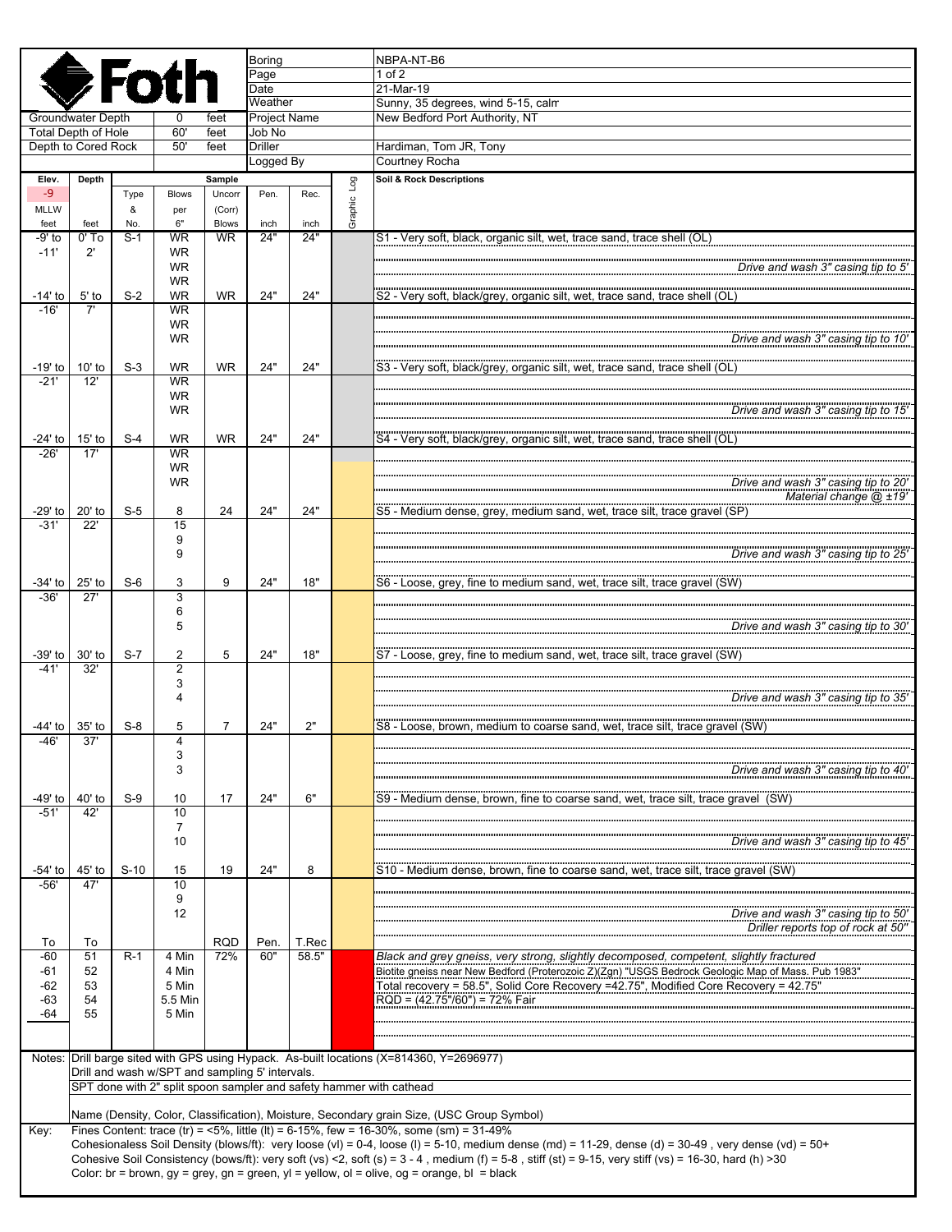**Foth**

| | | | |
|---|---|---|---|
| Groundwater Depth | 0 | feet | |
| Total Depth of Hole | 60' | feet | |
| Depth to Cored Rock | 50' | feet | |

| | |
|---|---|
| Boring | NBPA-NT-B6 |
| Page | 1 of 2 |
| Date | 21-Mar-19 |
| Weather | Sunny, 35 degrees, wind 5-15, calm |
| Project Name | New Bedford Port Authority, NT |
| Job No | |
| Driller | Hardiman, Tom JR, Tony |
| Logged By | Courtney Rocha |

| Elev. -9 MLLW feet | Depth feet | Type & No. | Blows per 6" | Uncorr (Corr) Blows | Pen. inch | Rec. inch | Graphic Log | Soil & Rock Descriptions |
|---|---|---|---|---|---|---|---|---|
| -9' to -11' | 0' To 2' | S-1 | WR WR WR WR | WR | 24" | 24" | | S1 - Very soft, black, organic silt, wet, trace sand, trace shell (OL) |
| | | | | | | | | *Drive and wash 3" casing tip to 5'* |
| -14' to -16' | 5' to 7' | S-2 | WR WR WR WR | WR | 24" | 24" | | S2 - Very soft, black/grey, organic silt, wet, trace sand, trace shell (OL) |
| | | | | | | | | *Drive and wash 3" casing tip to 10'* |
| -19' to -21' | 10' to 12' | S-3 | WR WR WR WR | WR | 24" | 24" | | S3 - Very soft, black/grey, organic silt, wet, trace sand, trace shell (OL) |
| | | | | | | | | *Drive and wash 3" casing tip to 15'* |
| -24' to -26' | 15' to 17' | S-4 | WR WR WR WR | WR | 24" | 24" | | S4 - Very soft, black/grey, organic silt, wet, trace sand, trace shell (OL) |
| | | | | | | | | *Drive and wash 3" casing tip to 20'* *Material change @ ±19'* |
| -29' to -31' | 20' to 22' | S-5 | 8 15 9 9 | 24 | 24" | 24" | | S5 - Medium dense, grey, medium sand, wet, trace silt, trace gravel (SP) |
| | | | | | | | | *Drive and wash 3" casing tip to 25'* |
| -34' to -36' | 25' to 27' | S-6 | 3 3 6 5 | 9 | 24" | 18" | | S6 - Loose, grey, fine to medium sand, wet, trace silt, trace gravel (SW) |
| | | | | | | | | *Drive and wash 3" casing tip to 30'* |
| -39' to -41' | 30' to 32' | S-7 | 2 2 3 4 | 5 | 24" | 18" | | S7 - Loose, grey, fine to medium sand, wet, trace silt, trace gravel (SW) |
| | | | | | | | | *Drive and wash 3" casing tip to 35'* |
| -44' to -46' | 35' to 37' | S-8 | 5 4 3 3 | 7 | 24" | 2" | | S8 - Loose, brown, medium to coarse sand, wet, trace silt, trace gravel (SW) |
| | | | | | | | | *Drive and wash 3" casing tip to 40'* |
| -49' to -51' | 40' to 42' | S-9 | 10 10 7 10 | 17 | 24" | 6" | | S9 - Medium dense, brown, fine to coarse sand, wet, trace silt, trace gravel (SW) |
| | | | | | | | | *Drive and wash 3" casing tip to 45'* |
| -54' to -56' | 45' to 47' | S-10 | 15 10 9 12 | 19 | 24" | 8 | | S10 - Medium dense, brown, fine to coarse sand, wet, trace silt, trace gravel (SW) |
| | | | | | | | | *Drive and wash 3" casing tip to 50'* *Driller reports top of rock at 50'* |
| To | To | | | RQD | Pen. | T.Rec | | |
| -60 -61 -62 -63 -64 | 51 52 53 54 55 | R-1 | 4 Min 4 Min 5 Min 5.5 Min 5 Min | 72% | 60" | 58.5" | | *Black and grey gneiss, very strong, slightly decomposed, competent, slightly fractured* Biotite gneiss near New Bedford (Proterozoic Z)(Zgn) "USGS Bedrock Geologic Map of Mass. Pub 1983" Total recovery = 58.5", Solid Core Recovery =42.75", Modified Core Recovery = 42.75" RQD = (42.75"/60") = 72% Fair |

Notes: Drill barge sited with GPS using Hypack. As-built locations (X=814360, Y=2696977)
Drill and wash w/SPT and sampling 5' intervals.
SPT done with 2" split spoon sampler and safety hammer with cathead

Name (Density, Color, Classification), Moisture, Secondary grain Size, (USC Group Symbol)

Key: Fines Content: trace (tr) = <5%, little (lt) = 6-15%, few = 16-30%, some (sm) = 31-49%
Cohesionaless Soil Density (blows/ft): very loose (vl) = 0-4, loose (l) = 5-10, medium dense (md) = 11-29, dense (d) = 30-49 , very dense (vd) = 50+
Cohesive Soil Consistency (bows/ft): very soft (vs) <2, soft (s) = 3 - 4 , medium (f) = 5-8 , stiff (st) = 9-15, very stiff (vs) = 16-30, hard (h) >30
Color: br = brown, gy = grey, gn = green, yl = yellow, ol = olive, og = orange, bl = black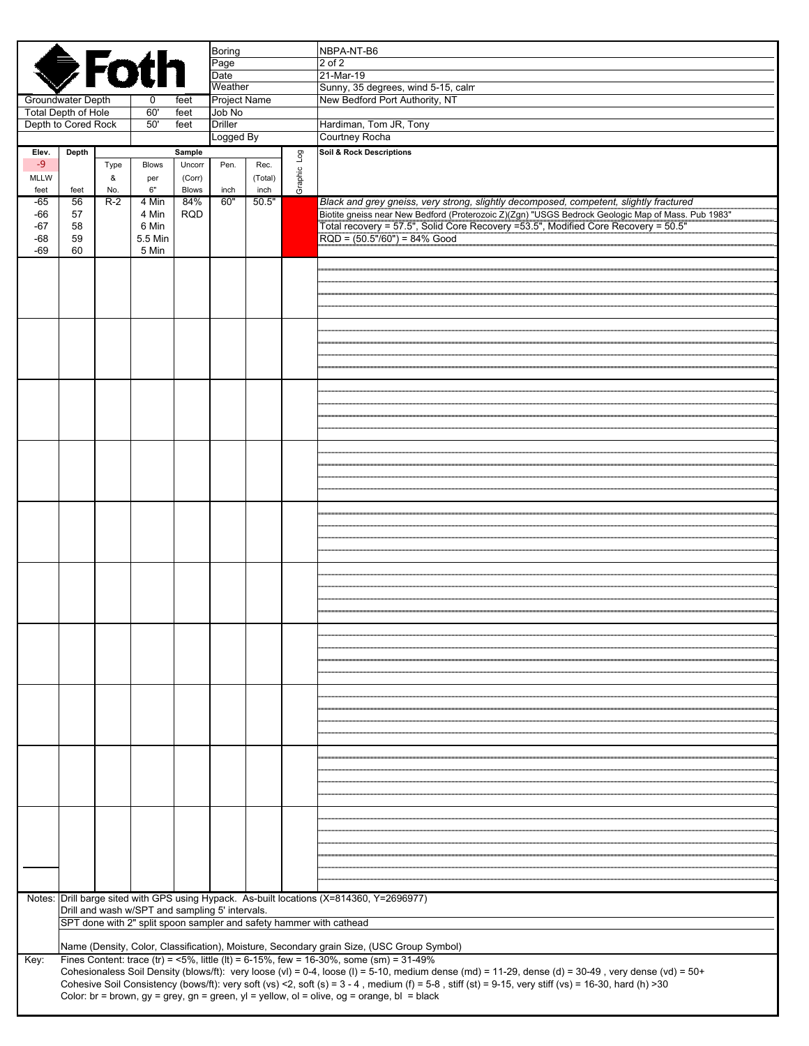**Foth**

| | | | | |
|---|---|---|---|---|
| | | | Boring | NBPA-NT-B6 |
| | | | Page | 2 of 2 |
| | | | Date | 21-Mar-19 |
| | | | Weather | Sunny, 35 degrees, wind 5-15, calm |
| Groundwater Depth | 0 | feet | Project Name | New Bedford Port Authority, NT |
| Total Depth of Hole | 60' | feet | Job No | |
| Depth to Cored Rock | 50' | feet | Driller | Hardiman, Tom JR, Tony |
| | | | Logged By | Courtney Rocha |

| Elev. -9 MLLW feet | Depth feet | Sample Type & No. | Blows per 6" | Uncorr (Corr) Blows | Pen. inch | Rec. (Total) inch | Graphic Log | Soil & Rock Descriptions |
|---|---|---|---|---|---|---|---|---|
| -65 | 56 | R-2 | 4 Min | 84% | 60" | 50.5" | | *Black and grey gneiss, very strong, slightly decomposed, competent, slightly fractured* |
| -66 | 57 | | 4 Min | RQD | | | | Biotite gneiss near New Bedford (Proterozoic Z)(Zgn) "USGS Bedrock Geologic Map of Mass. Pub 1983" |
| -67 | 58 | | 6 Min | | | | | Total recovery = 57.5", Solid Core Recovery =53.5", Modified Core Recovery = 50.5" |
| -68 | 59 | | 5.5 Min | | | | | RQD = (50.5"/60") = 84% Good |
| -69 | 60 | | 5 Min | | | | | |

Notes: Drill barge sited with GPS using Hypack. As-built locations (X=814360, Y=2696977)
Drill and wash w/SPT and sampling 5' intervals.
SPT done with 2" split spoon sampler and safety hammer with cathead

Name (Density, Color, Classification), Moisture, Secondary grain Size, (USC Group Symbol)

Key: Fines Content: trace (tr) = <5%, little (lt) = 6-15%, few = 16-30%, some (sm) = 31-49%
Cohesionless Soil Density (blows/ft): very loose (vl) = 0-4, loose (l) = 5-10, medium dense (md) = 11-29, dense (d) = 30-49 , very dense (vd) = 50+
Cohesive Soil Consistency (bows/ft): very soft (vs) <2, soft (s) = 3 - 4 , medium (f) = 5-8 , stiff (st) = 9-15, very stiff (vs) = 16-30, hard (h) >30
Color: br = brown, gy = grey, gn = green, yl = yellow, ol = orange, bl = black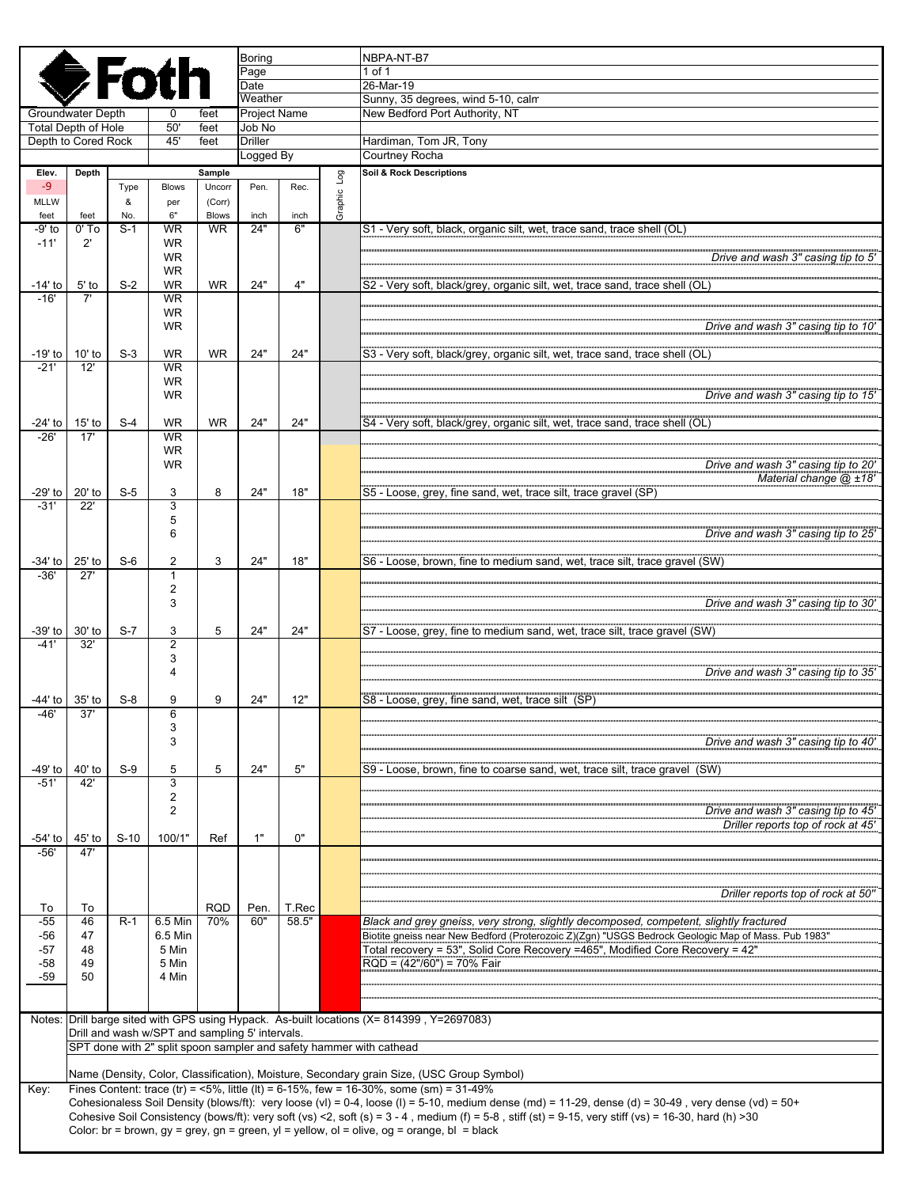**Foth**

| | | | |
|---|---|---|---|
| Groundwater Depth | 0 | feet | |
| Total Depth of Hole | 50' | feet | |
| Depth to Cored Rock | 45' | feet | |

| | |
|---|---|
| Boring | NBPA-NT-B7 |
| Page | 1 of 1 |
| Date | 26-Mar-19 |
| Weather | Sunny, 35 degrees, wind 5-10, calm |
| Project Name | New Bedford Port Authority, NT |
| Job No | |
| Driller | Hardiman, Tom JR, Tony |
| Logged By | Courtney Rocha |

| Elev. -9 MLLW feet | Depth feet | Sample Type & No. | Blows per 6" | Uncorr (Corr) Blows | Pen. inch | Rec. inch | Graphic Log | Soil & Rock Descriptions |
|---|---|---|---|---|---|---|---|---|
| -9' to -11' | 0' To 2' | S-1 | WR, WR, WR, WR | WR | 24" | 6" | | S1 - Very soft, black, organic silt, wet, trace sand, trace shell (OL) |
| | | | | | | | | *Drive and wash 3" casing tip to 5'* |
| -14' to -16' | 5' to 7' | S-2 | WR, WR, WR, WR | WR | 24" | 4" | | S2 - Very soft, black/grey, organic silt, wet, trace sand, trace shell (OL) |
| | | | | | | | | *Drive and wash 3" casing tip to 10'* |
| -19' to -21' | 10' to 12' | S-3 | WR, WR, WR, WR | WR | 24" | 24" | | S3 - Very soft, black/grey, organic silt, wet, trace sand, trace shell (OL) |
| | | | | | | | | *Drive and wash 3" casing tip to 15'* |
| -24' to -26' | 15' to 17' | S-4 | WR, WR, WR, WR | WR | 24" | 24" | | S4 - Very soft, black/grey, organic silt, wet, trace sand, trace shell (OL) |
| | | | | | | | | *Drive and wash 3" casing tip to 20'* |
| | | | | | | | | *Material change @ ±18'* |
| -29' to -31' | 20' to 22' | S-5 | 3, 3, 5, 6 | 8 | 24" | 18" | | S5 - Loose, grey, fine sand, wet, trace silt, trace gravel (SP) |
| | | | | | | | | *Drive and wash 3" casing tip to 25'* |
| -34' to -36' | 25' to 27' | S-6 | 2, 1, 2, 3 | 3 | 24" | 18" | | S6 - Loose, brown, fine to medium sand, wet, trace silt, trace gravel (SW) |
| | | | | | | | | *Drive and wash 3" casing tip to 30'* |
| -39' to -41' | 30' to 32' | S-7 | 3, 2, 3, 4 | 5 | 24" | 24" | | S7 - Loose, grey, fine to medium sand, wet, trace silt, trace gravel (SW) |
| | | | | | | | | *Drive and wash 3" casing tip to 35'* |
| -44' to -46' | 35' to 37' | S-8 | 9, 6, 3, 3 | 9 | 24" | 12" | | S8 - Loose, grey, fine sand, wet, trace silt (SP) |
| | | | | | | | | *Drive and wash 3" casing tip to 40'* |
| -49' to -51' | 40' to 42' | S-9 | 5, 3, 2, 2 | 5 | 24" | 5" | | S9 - Loose, brown, fine to coarse sand, wet, trace silt, trace gravel (SW) |
| | | | | | | | | *Drive and wash 3" casing tip to 45'* |
| | | | | | | | | *Driller reports top of rock at 45'* |
| -54' to -56' | 45' to 47' | S-10 | 100/1" | Ref | 1" | 0" | | |
| | | | | | | | | *Driller reports top of rock at 50'* |
| To | To | | | RQD | Pen. | T.Rec | | |
| -55 | 46 | R-1 | 6.5 Min | 70% | 60" | 58.5" | | *Black and grey gneiss, very strong, slightly decomposed, competent, slightly fractured* |
| -56 | 47 | | 6.5 Min | | | | | Biotite gneiss near New Bedford (Proterozoic Z)(Zgn) "USGS Bedrock Geologic Map of Mass. Pub 1983" |
| -57 | 48 | | 5 Min | | | | | Total recovery = 53", Solid Core Recovery =465", Modified Core Recovery = 42" |
| -58 | 49 | | 5 Min | | | | | RQD = (42"/60") = 70% Fair |
| -59 | 50 | | 4 Min | | | | | |

Notes: Drill barge sited with GPS using Hypack. As-built locations (X= 814399 , Y=2697083)
Drill and wash w/SPT and sampling 5' intervals.
SPT done with 2" split spoon sampler and safety hammer with cathead

Name (Density, Color, Classification), Moisture, Secondary grain Size, (USC Group Symbol)

Key: Fines Content: trace (tr) = <5%, little (lt) = 6-15%, few = 16-30%, some (sm) = 31-49%
Cohesionaless Soil Density (blows/ft): very loose (vl) = 0-4, loose (l) = 5-10, medium dense (md) = 11-29, dense (d) = 30-49 , very dense (vd) = 50+
Cohesive Soil Consistency (bows/ft): very soft (vs) <2, soft (s) = 3 - 4 , medium (f) = 5-8 , stiff (st) = 9-15, very stiff (vs) = 16-30, hard (h) >30
Color: br = brown, gy = grey, gn = green, yl = yellow, ol = olive, og = orange, bl = black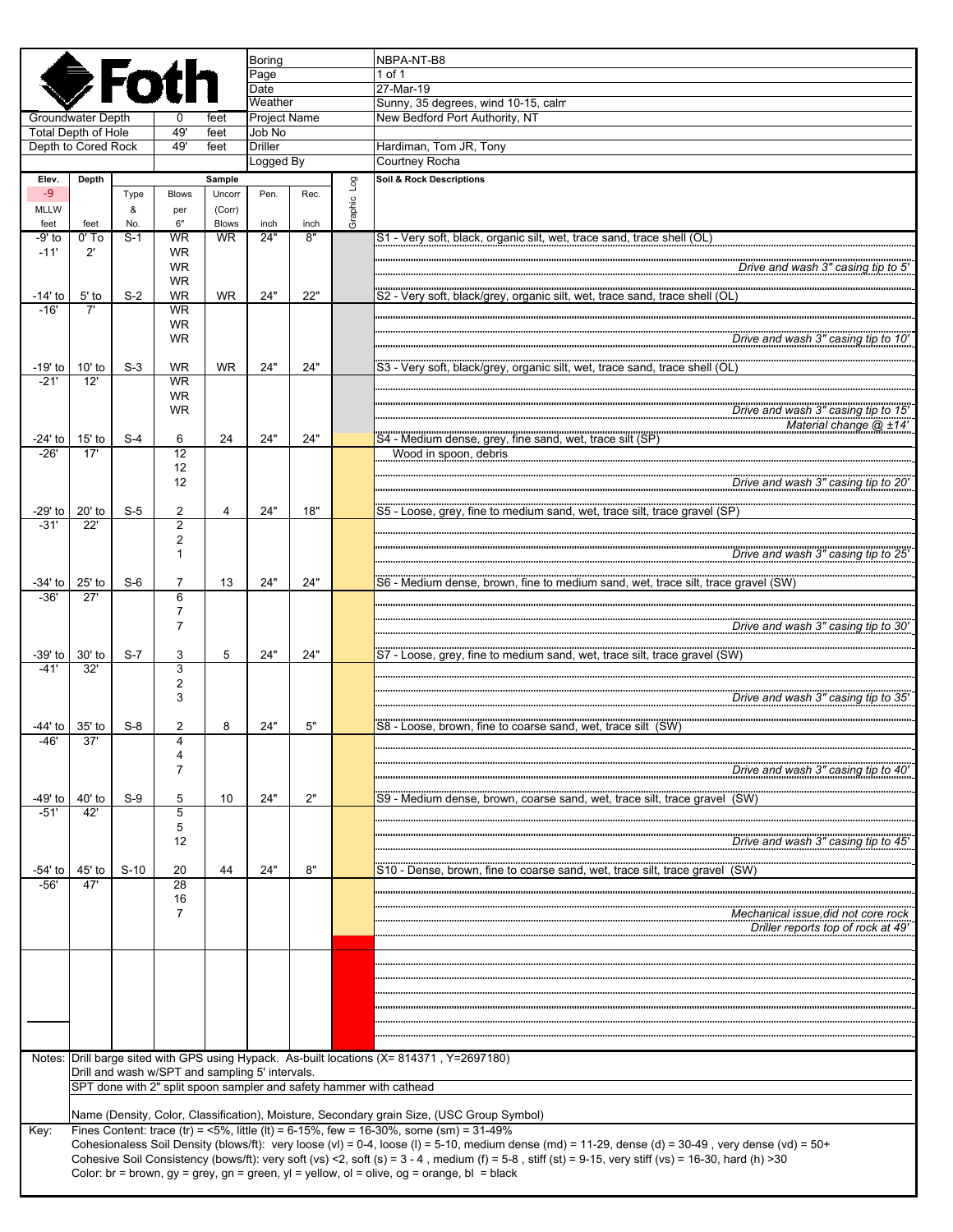**Foth**

| | | | |
|---|---|---|---|
| Groundwater Depth | 0 | feet | |
| Total Depth of Hole | 49' | feet | |
| Depth to Cored Rock | 49' | feet | |

| | |
|---|---|
| Boring | NBPA-NT-B8 |
| Page | 1 of 1 |
| Date | 27-Mar-19 |
| Weather | Sunny, 35 degrees, wind 10-15, calm |
| Project Name | New Bedford Port Authority, NT |
| Job No | |
| Driller | Hardiman, Tom JR, Tony |
| Logged By | Courtney Rocha |

| Elev. -9 MLLW feet | Depth feet | Sample Type & No. | Blows per 6" | Uncorr (Corr) Blows | Pen. inch | Rec. inch | Soil & Rock Descriptions |
|---|---|---|---|---|---|---|---|
| -9' to -11' | 0' To 2' | S-1 | WR WR WR WR | WR | 24" | 8" | S1 - Very soft, black, organic silt, wet, trace sand, trace shell (OL) *Drive and wash 3" casing tip to 5'* |
| -14' to -16' | 5' to 7' | S-2 | WR WR WR WR | WR | 24" | 22" | S2 - Very soft, black/grey, organic silt, wet, trace sand, trace shell (OL) *Drive and wash 3" casing tip to 10'* |
| -19' to -21' | 10' to 12' | S-3 | WR WR WR WR | WR | 24" | 24" | S3 - Very soft, black/grey, organic silt, wet, trace sand, trace shell (OL) *Drive and wash 3" casing tip to 15'* *Material change @ ±14'* |
| -24' to -26' | 15' to 17' | S-4 | 6 12 12 12 | 24 | 24" | 24" | S4 - Medium dense, grey, fine sand, wet, trace silt (SP) Wood in spoon, debris *Drive and wash 3" casing tip to 20'* |
| -29' to -31' | 20' to 22' | S-5 | 2 2 2 1 | 4 | 24" | 18" | S5 - Loose, grey, fine to medium sand, wet, trace silt, trace gravel (SP) *Drive and wash 3" casing tip to 25'* |
| -34' to -36' | 25' to 27' | S-6 | 7 6 7 7 | 13 | 24" | 24" | S6 - Medium dense, brown, fine to medium sand, wet, trace silt, trace gravel (SW) *Drive and wash 3" casing tip to 30'* |
| -39' to -41' | 30' to 32' | S-7 | 3 3 2 3 | 5 | 24" | 24" | S7 - Loose, grey, fine to medium sand, wet, trace silt, trace gravel (SW) *Drive and wash 3" casing tip to 35'* |
| -44' to -46' | 35' to 37' | S-8 | 2 4 4 7 | 8 | 24" | 5" | S8 - Loose, brown, fine to coarse sand, wet, trace silt (SW) *Drive and wash 3" casing tip to 40'* |
| -49' to -51' | 40' to 42' | S-9 | 5 5 5 12 | 10 | 24" | 2" | S9 - Medium dense, brown, coarse sand, wet, trace silt, trace gravel (SW) *Drive and wash 3" casing tip to 45'* |
| -54' to -56' | 45' to 47' | S-10 | 20 28 16 7 | 44 | 24" | 8" | S10 - Dense, brown, fine to coarse sand, wet, trace silt, trace gravel (SW) *Mechanical issue,did not core rock* *Driller reports top of rock at 49'* |

Notes: Drill barge sited with GPS using Hypack. As-built locations (X= 814371 , Y=2697180)
Drill and wash w/SPT and sampling 5' intervals.
SPT done with 2" split spoon sampler and safety hammer with cathead

Name (Density, Color, Classification), Moisture, Secondary grain Size, (USC Group Symbol)

Key: Fines Content: trace (tr) = <5%, little (lt) = 6-15%, few = 16-30%, some (sm) = 31-49%
Cohesionaless Soil Density (blows/ft): very loose (vl) = 0-4, loose (l) = 5-10, medium dense (md) = 11-29, dense (d) = 30-49 , very dense (vd) = 50+
Cohesive Soil Consistency (bows/ft): very soft (vs) <2, soft (s) = 3 - 4 , medium (f) = 5-8 , stiff (st) = 9-15, very stiff (vs) = 16-30, hard (h) >30
Color: br = brown, gy = grey, gn = green, yl = yellow, ol = olive, og = orange, bl = black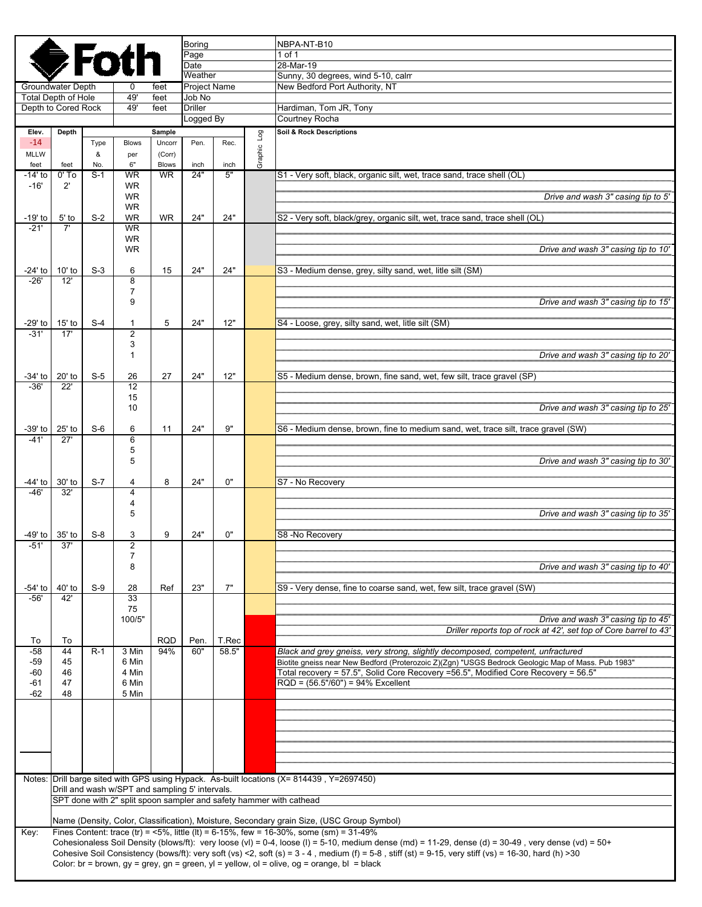**Foth**

| | | | |
|---|---|---|---|
| Groundwater Depth | 0 | feet | |
| Total Depth of Hole | 49' | feet | |
| Depth to Cored Rock | 49' | feet | |

| | |
|---|---|
| Boring | NBPA-NT-B10 |
| Page | 1 of 1 |
| Date | 28-Mar-19 |
| Weather | Sunny, 30 degrees, wind 5-10, calm |
| Project Name | New Bedford Port Authority, NT |
| Job No | |
| Driller | Hardiman, Tom JR, Tony |
| Logged By | Courtney Rocha |

| Elev. -14 MLLW feet | Depth feet | Type & No. | Blows per 6" | Uncorr (Corr) Blows | Pen. inch | Rec. inch | Graphic Log | Soil & Rock Descriptions |
|---|---|---|---|---|---|---|---|---|
| -14' to -16' | 0' To 2' | S-1 | WR WR WR WR | WR | 24" | 5" | | S1 - Very soft, black, organic silt, wet, trace sand, trace shell (OL) *Drive and wash 3" casing tip to 5'* |
| -19' to -21' | 5' to 7' | S-2 | WR WR WR WR | WR | 24" | 24" | | S2 - Very soft, black/grey, organic silt, wet, trace sand, trace shell (OL) *Drive and wash 3" casing tip to 10'* |
| -24' to -26' | 10' to 12' | S-3 | 6 8 7 9 | 15 | 24" | 24" | | S3 - Medium dense, grey, silty sand, wet, litle silt (SM) *Drive and wash 3" casing tip to 15'* |
| -29' to -31' | 15' to 17' | S-4 | 1 2 3 1 | 5 | 24" | 12" | | S4 - Loose, grey, silty sand, wet, litle silt (SM) *Drive and wash 3" casing tip to 20'* |
| -34' to -36' | 20' to 22' | S-5 | 26 12 15 10 | 27 | 24" | 12" | | S5 - Medium dense, brown, fine sand, wet, few silt, trace gravel (SP) *Drive and wash 3" casing tip to 25'* |
| -39' to -41' | 25' to 27' | S-6 | 6 6 5 5 | 11 | 24" | 9" | | S6 - Medium dense, brown, fine to medium sand, wet, trace silt, trace gravel (SW) *Drive and wash 3" casing tip to 30'* |
| -44' to -46' | 30' to 32' | S-7 | 4 4 4 5 | 8 | 24" | 0" | | S7 - No Recovery *Drive and wash 3" casing tip to 35'* |
| -49' to -51' | 35' to 37' | S-8 | 3 2 7 8 | 9 | 24" | 0" | | S8 -No Recovery *Drive and wash 3" casing tip to 40'* |
| -54' to -56' | 40' to 42' | S-9 | 28 33 75 100/5" | Ref | 23" | 7" | | S9 - Very dense, fine to coarse sand, wet, few silt, trace gravel (SW) *Drive and wash 3" casing tip to 45'* *Driller reports top of rock at 42', set top of Core barrel to 43'* |
| To | To | | | RQD | Pen. | T.Rec | | |
| -58 -59 -60 -61 -62 | 44 45 46 47 48 | R-1 | 3 Min 6 Min 4 Min 6 Min 5 Min | 94% | 60" | 58.5" | | *Black and grey gneiss, very strong, slightly decomposed, competent, unfractured* Biotite gneiss near New Bedford (Proterozoic Z)(Zgn) "USGS Bedrock Geologic Map of Mass. Pub 1983" Total recovery = 57.5", Solid Core Recovery =56.5", Modified Core Recovery = 56.5" RQD = (56.5"/60") = 94% Excellent |

Notes: Drill barge sited with GPS using Hypack. As-built locations (X= 814439 , Y=2697450)
Drill and wash w/SPT and sampling 5' intervals.
SPT done with 2" split spoon sampler and safety hammer with cathead

Name (Density, Color, Classification), Moisture, Secondary grain Size, (USC Group Symbol)

Key: Fines Content: trace (tr) = <5%, little (lt) = 6-15%, few = 16-30%, some (sm) = 31-49%
Cohesionaless Soil Density (blows/ft): very loose (vl) = 0-4, loose (l) = 5-10, medium dense (md) = 11-29, dense (d) = 30-49 , very dense (vd) = 50+
Cohesive Soil Consistency (bows/ft): very soft (vs) <2, soft (s) = 3 - 4 , medium (f) = 5-8 , stiff (st) = 9-15, very stiff (vs) = 16-30, hard (h) >30
Color: br = brown, gy = grey, gn = green, yl = yellow, ol = olive, og = orange, bl = black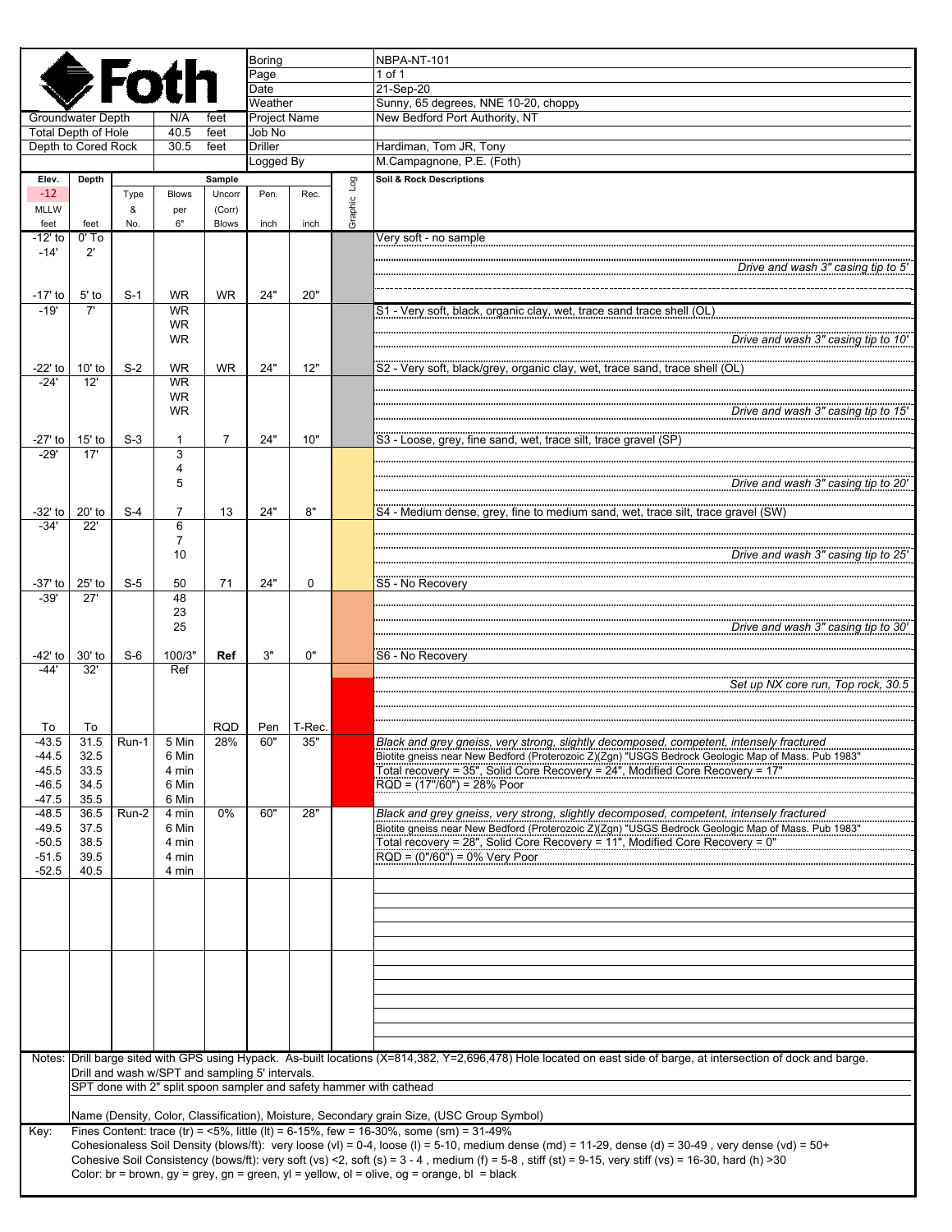**Foth**

| | | | |
|---|---|---|---|
| Groundwater Depth | N/A | feet | |
| Total Depth of Hole | 40.5 | feet | |
| Depth to Cored Rock | 30.5 | feet | |

| | |
|---|---|
| Boring | NBPA-NT-101 |
| Page | 1 of 1 |
| Date | 21-Sep-20 |
| Weather | Sunny, 65 degrees, NNE 10-20, choppy |
| Project Name | New Bedford Port Authority, NT |
| Job No | |
| Driller | Hardiman, Tom JR, Tony |
| Logged By | M.Campagnone, P.E. (Foth) |

| Elev. -12 MLLW feet | Depth feet | Sample Type & No. | Blows per 6" | Uncorr (Corr) Blows | Pen. inch | Rec. inch | Graphic Log | Soil & Rock Descriptions |
|---|---|---|---|---|---|---|---|---|
| -12' to -14' | 0' To 2' | | | | | | | Very soft - no sample |
| | | | | | | | | *Drive and wash 3" casing tip to 5'* |
| -17' to -19' | 5' to 7' | S-1 | WR, WR, WR, WR | WR | 24" | 20" | | S1 - Very soft, black, organic clay, wet, trace sand trace shell (OL) |
| | | | | | | | | *Drive and wash 3" casing tip to 10'* |
| -22' to -24' | 10' to 12' | S-2 | WR, WR, WR, WR | WR | 24" | 12" | | S2 - Very soft, black/grey, organic clay, wet, trace sand, trace shell (OL) |
| | | | | | | | | *Drive and wash 3" casing tip to 15'* |
| -27' to -29' | 15' to 17' | S-3 | 1, 3, 4, 5 | 7 | 24" | 10" | | S3 - Loose, grey, fine sand, wet, trace silt, trace gravel (SP) |
| | | | | | | | | *Drive and wash 3" casing tip to 20'* |
| -32' to -34' | 20' to 22' | S-4 | 7, 6, 7, 10 | 13 | 24" | 8" | | S4 - Medium dense, grey, fine to medium sand, wet, trace silt, trace gravel (SW) |
| | | | | | | | | *Drive and wash 3" casing tip to 25'* |
| -37' to -39' | 25' to 27' | S-5 | 50, 48, 23, 25 | 71 | 24" | 0 | | S5 - No Recovery |
| | | | | | | | | *Drive and wash 3" casing tip to 30'* |
| -42' to -44' | 30' to 32' | S-6 | 100/3", Ref | **Ref** | 3" | 0" | | S6 - No Recovery |
| | | | | | | | | *Set up NX core run, Top rock, 30.5* |
| To | To | | | RQD | Pen | T-Rec. | | |
| -43.5, -44.5, -45.5, -46.5, -47.5 | 31.5, 32.5, 33.5, 34.5, 35.5 | Run-1 | 5 Min, 6 Min, 4 min, 6 Min, 6 Min | 28% | 60" | 35" | | *Black and grey gneiss, very strong, slightly decomposed, competent, intensely fractured*<br>Biotite gneiss near New Bedford (Proterozoic Z)(Zgn) "USGS Bedrock Geologic Map of Mass. Pub 1983"<br>Total recovery = 35", Solid Core Recovery = 24", Modified Core Recovery = 17"<br>RQD = (17"/60") = 28% Poor |
| -48.5, -49.5, -50.5, -51.5, -52.5 | 36.5, 37.5, 38.5, 39.5, 40.5 | Run-2 | 4 min, 6 Min, 4 min, 4 min, 4 min | 0% | 60" | 28" | | *Black and grey gneiss, very strong, slightly decomposed, competent, intensely fractured*<br>Biotite gneiss near New Bedford (Proterozoic Z)(Zgn) "USGS Bedrock Geologic Map of Mass. Pub 1983"<br>Total recovery = 28", Solid Core Recovery = 11", Modified Core Recovery = 0"<br>RQD = (0"/60") = 0% Very Poor |

Notes: Drill barge sited with GPS using Hypack. As-built locations (X=814,382, Y=2,696,478) Hole located on east side of barge, at intersection of dock and barge.
Drill and wash w/SPT and sampling 5' intervals.
SPT done with 2" split spoon sampler and safety hammer with cathead

Name (Density, Color, Classification), Moisture, Secondary grain Size, (USC Group Symbol)

Key: Fines Content: trace (tr) = <5%, little (lt) = 6-15%, few = 16-30%, some (sm) = 31-49%
Cohesionaless Soil Density (blows/ft): very loose (vl) = 0-4, loose (l) = 5-10, medium dense (md) = 11-29, dense (d) = 30-49 , very dense (vd) = 50+
Cohesive Soil Consistency (bows/ft): very soft (vs) <2, soft (s) = 3 - 4 , medium (f) = 5-8 , stiff (st) = 9-15, very stiff (vs) = 16-30, hard (h) >30
Color: br = brown, gy = grey, gn = green, yl = yellow, ol = olive, og = orange, bl = black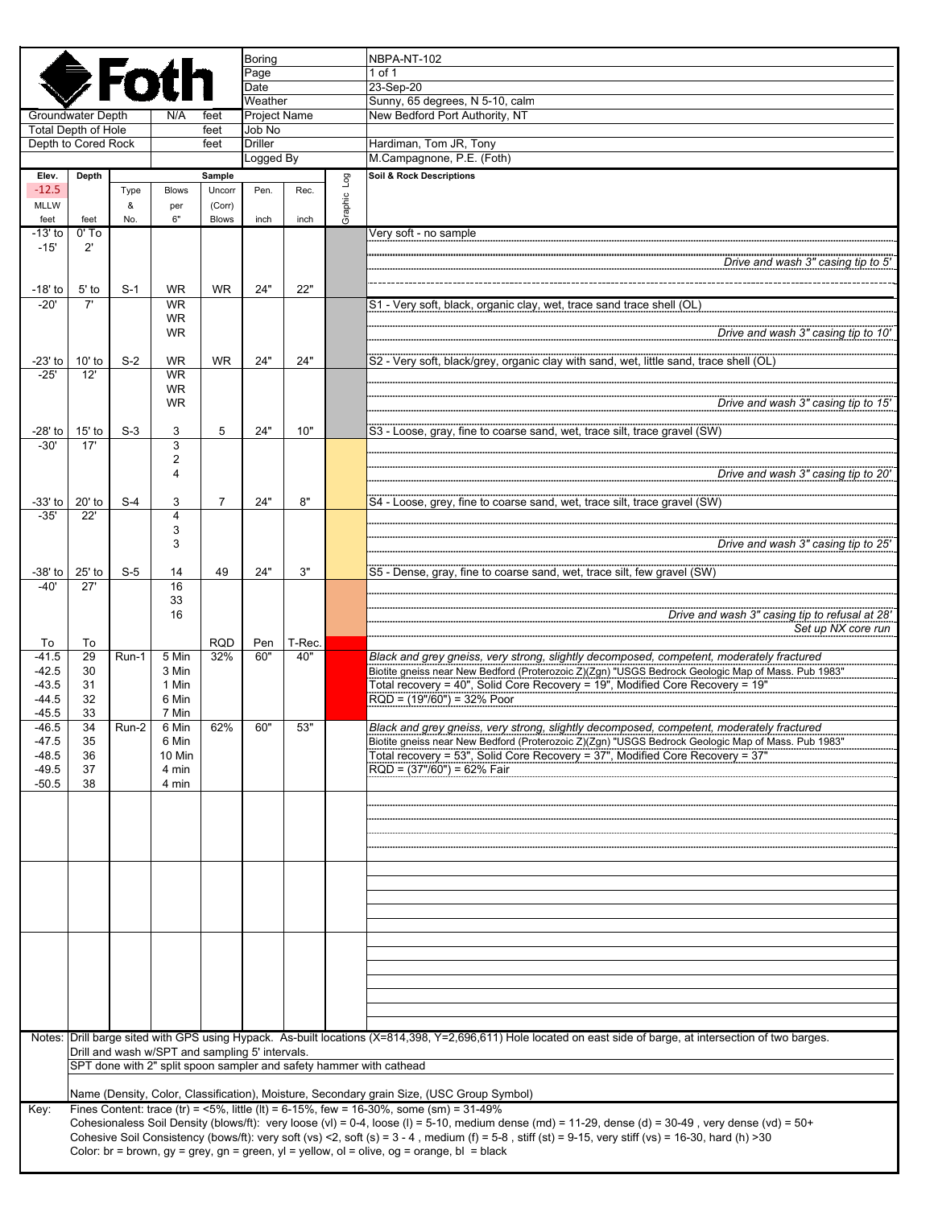**Foth**

| | | | | |
|---|---|---|---|---|
| Groundwater Depth | N/A | feet | Boring | NBPA-NT-102 |
| Total Depth of Hole | | feet | Page | 1 of 1 |
| Depth to Cored Rock | | feet | Date | 23-Sep-20 |
| | | | Weather | Sunny, 65 degrees, N 5-10, calm |
| | | | Project Name | New Bedford Port Authority, NT |
| | | | Job No | |
| | | | Driller | Hardiman, Tom JR, Tony |
| | | | Logged By | M.Campagnone, P.E. (Foth) |

| Elev. -12.5 MLLW feet | Depth feet | Type & No. | Blows per 6" | Uncorr (Corr) Blows | Pen. inch | Rec. inch | Graphic Log | Soil & Rock Descriptions |
|---|---|---|---|---|---|---|---|---|
| -13' to -15' | 0' To 2' | | | | | | | Very soft - no sample |
| | | | | | | | | *Drive and wash 3" casing tip to 5'* |
| -18' to -20' | 5' to 7' | S-1 | WR WR WR WR | WR | 24" | 22" | | S1 - Very soft, black, organic clay, wet, trace sand trace shell (OL) |
| | | | | | | | | *Drive and wash 3" casing tip to 10'* |
| -23' to -25' | 10' to 12' | S-2 | WR WR WR WR | WR | 24" | 24" | | S2 - Very soft, black/grey, organic clay with sand, wet, little sand, trace shell (OL) |
| | | | | | | | | *Drive and wash 3" casing tip to 15'* |
| -28' to -30' | 15' to 17' | S-3 | 3 3 2 4 | 5 | 24" | 10" | | S3 - Loose, gray, fine to coarse sand, wet, trace silt, trace gravel (SW) |
| | | | | | | | | *Drive and wash 3" casing tip to 20'* |
| -33' to -35' | 20' to 22' | S-4 | 3 4 3 3 | 7 | 24" | 8" | | S4 - Loose, grey, fine to coarse sand, wet, trace silt, trace gravel (SW) |
| | | | | | | | | *Drive and wash 3" casing tip to 25'* |
| -38' to -40' | 25' to 27' | S-5 | 14 16 33 16 | 49 | 24" | 3" | | S5 - Dense, gray, fine to coarse sand, wet, trace silt, few gravel (SW) |
| | | | | | | | | *Drive and wash 3" casing tip to refusal at 28'* |
| | | | | | | | | *Set up NX core run* |
| To | To | | | RQD | Pen | T-Rec. | | |
| -41.5 | 29 | Run-1 | 5 Min | 32% | 60" | 40" | | *Black and grey gneiss, very strong, slightly decomposed, competent, moderately fractured* |
| -42.5 | 30 | | 3 Min | | | | | Biotite gneiss near New Bedford (Proterozoic Z)(Zgn) "USGS Bedrock Geologic Map of Mass. Pub 1983" |
| -43.5 | 31 | | 1 Min | | | | | Total recovery = 40", Solid Core Recovery = 19", Modified Core Recovery = 19" |
| -44.5 | 32 | | 6 Min | | | | | RQD = (19"/60") = 32% Poor |
| -45.5 | 33 | | 7 Min | | | | | |
| -46.5 | 34 | Run-2 | 6 Min | 62% | 60" | 53" | | *Black and grey gneiss, very strong, slightly decomposed, competent, moderately fractured* |
| -47.5 | 35 | | 6 Min | | | | | Biotite gneiss near New Bedford (Proterozoic Z)(Zgn) "USGS Bedrock Geologic Map of Mass. Pub 1983" |
| -48.5 | 36 | | 10 Min | | | | | Total recovery = 53", Solid Core Recovery = 37", Modified Core Recovery = 37" |
| -49.5 | 37 | | 4 min | | | | | RQD = (37"/60") = 62% Fair |
| -50.5 | 38 | | 4 min | | | | | |

Notes: Drill barge sited with GPS using Hypack. As-built locations (X=814,398, Y=2,696,611) Hole located on east side of barge, at intersection of two barges.
Drill and wash w/SPT and sampling 5' intervals.
SPT done with 2" split spoon sampler and safety hammer with cathead

Name (Density, Color, Classification), Moisture, Secondary grain Size, (USC Group Symbol)

Key: Fines Content: trace (tr) = <5%, little (lt) = 6-15%, few = 16-30%, some (sm) = 31-49%
Cohesionaless Soil Density (blows/ft): very loose (vl) = 0-4, loose (l) = 5-10, medium dense (md) = 11-29, dense (d) = 30-49 , very dense (vd) = 50+
Cohesive Soil Consistency (bows/ft): very soft (vs) <2, soft (s) = 3 - 4 , medium (f) = 5-8 , stiff (st) = 9-15, very stiff (vs) = 16-30, hard (h) >30
Color: br = brown, gy = grey, gn = green, yl = yellow, ol = olive, og = orange, bl = black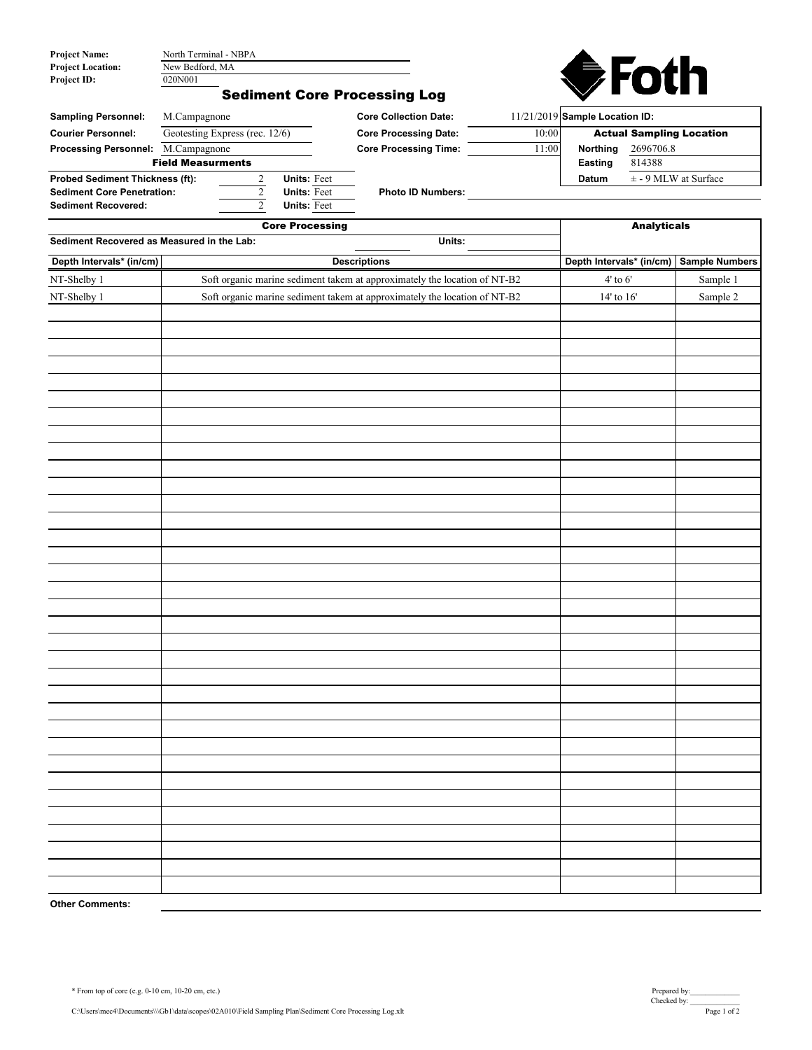**Project Name:** North Terminal - NBPA
**Project Location:** New Bedford, MA
**Project ID:** 020N001

Foth

## Sediment Core Processing Log

| | | | |
|---|---|---|---|
| **Sampling Personnel:** | M.Campagnone | **Core Collection Date:** | 11/21/2019 |
| **Courier Personnel:** | Geotesting Express (rec. 12/6) | **Core Processing Date:** | 10:00 |
| **Processing Personnel:** | M.Campagnone | **Core Processing Time:** | 11:00 |

**Sample Location ID:**

**Actual Sampling Location**

| | |
|---|---|
| **Northing** | 2696706.8 |
| **Easting** | 814388 |
| **Datum** | ± - 9 MLW at Surface |

**Field Measurments**

| | | |
|---|---|---|
| **Probed Sediment Thickness (ft):** | 2 | **Units:** Feet |
| **Sediment Core Penetration:** | 2 | **Units:** Feet |
| **Sediment Recovered:** | 2 | **Units:** Feet |

**Photo ID Numbers:**

**Core Processing**

**Sediment Recovered as Measured in the Lab:** **Units:**

| Depth Intervals* (in/cm) | Descriptions | Depth Intervals* (in/cm) | Sample Numbers |
|---|---|---|---|
| | | **Analyticals** | |
| NT-Shelby 1 | Soft organic marine sediment takem at approximately the location of NT-B2 | 4' to 6' | Sample 1 |
| NT-Shelby 1 | Soft organic marine sediment takem at approximately the location of NT-B2 | 14' to 16' | Sample 2 |

**Other Comments:**

\* From top of core (e.g. 0-10 cm, 10-20 cm, etc.)

Prepared by:
Checked by:

C:\Users\mec4\Documents\\\Gb1\data\scopes\02A010\Field Sampling Plan\Sediment Core Processing Log.xlt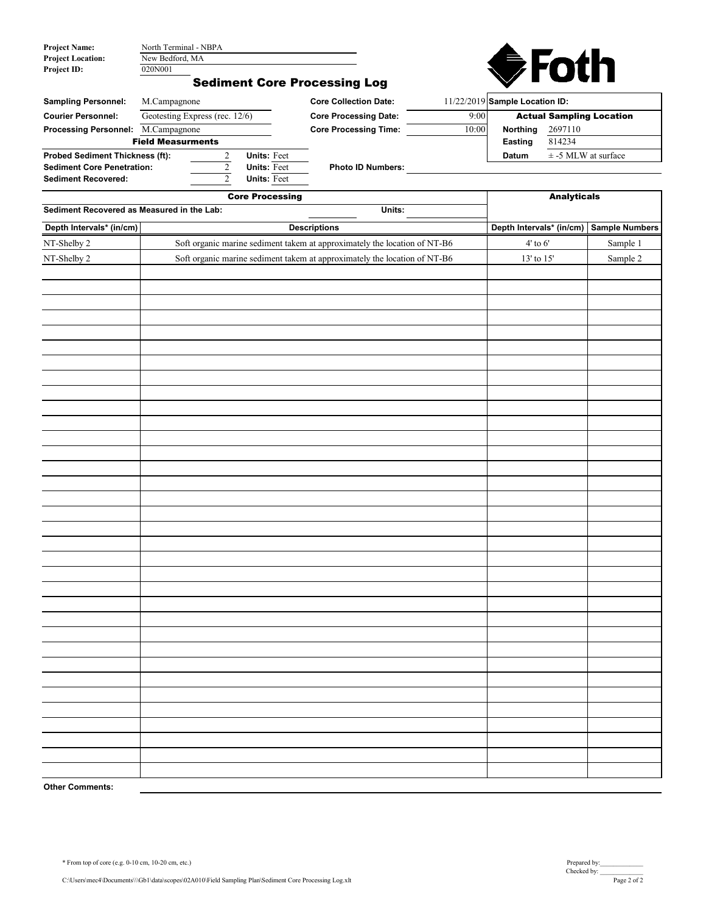**Project Name:** North Terminal - NBPA
**Project Location:** New Bedford, MA
**Project ID:** 020N001

# Sediment Core Processing Log

Foth

| | | | | | |
|---|---|---|---|---|---|
| **Sampling Personnel:** | M.Campagnone | **Core Collection Date:** | 11/22/2019 | **Sample Location ID:** | |
| **Courier Personnel:** | Geotesting Express (rec. 12/6) | **Core Processing Date:** | 9:00 | **Actual Sampling Location** | |
| **Processing Personnel:** | M.Campagnone | **Core Processing Time:** | 10:00 | **Northing** | 2697110 |
| | | | | **Easting** | 814234 |
| | | | | **Datum** | ± -5 MLW at surface |

**Field Measurments**

| | | |
|---|---|---|
| **Probed Sediment Thickness (ft):** | 2 | **Units:** Feet |
| **Sediment Core Penetration:** | 2 | **Units:** Feet |
| **Sediment Recovered:** | 2 | **Units:** Feet |

**Photo ID Numbers:**

**Core Processing**

**Sediment Recovered as Measured in the Lab:** ______ **Units:** ______

| Depth Intervals* (in/cm) | Descriptions | Depth Intervals* (in/cm) | Sample Numbers |
|---|---|---|---|
| NT-Shelby 2 | Soft organic marine sediment takem at approximately the location of NT-B6 | 4' to 6' | Sample 1 |
| NT-Shelby 2 | Soft organic marine sediment takem at approximately the location of NT-B6 | 13' to 15' | Sample 2 |

(Columns "Depth Intervals* (in/cm)" and "Sample Numbers" on the right are under **Analyticals**.)

**Other Comments:**

\* From top of core (e.g. 0-10 cm, 10-20 cm, etc.)

Prepared by:____________
Checked by: ____________

C:\Users\mec4\Documents\\\Gb1\data\scopes\02A010\Field Sampling Plan\Sediment Core Processing Log.xlt